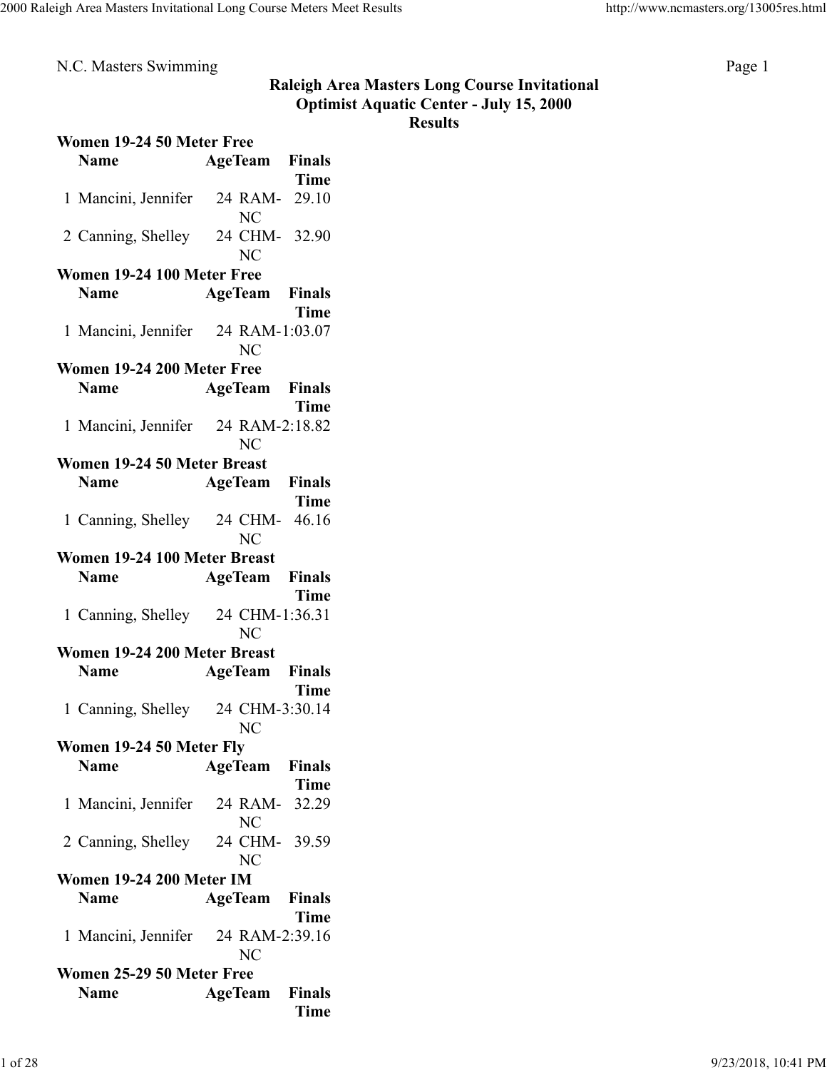N.C. Masters Swimming

## Raleigh Area Masters Long Course Invitational
## Optimist Aquatic Center - July 15, 2000
## Results

### Women 19-24 50 Meter Free

| | Name | Age | Team | Finals Time |
|---|---|---|---|---|
| 1 | Mancini, Jennifer | 24 | RAM-NC | 29.10 |
| 2 | Canning, Shelley | 24 | CHM-NC | 32.90 |

### Women 19-24 100 Meter Free

| | Name | Age | Team | Finals Time |
|---|---|---|---|---|
| 1 | Mancini, Jennifer | 24 | RAM-NC | 1:03.07 |

### Women 19-24 200 Meter Free

| | Name | Age | Team | Finals Time |
|---|---|---|---|---|
| 1 | Mancini, Jennifer | 24 | RAM-NC | 2:18.82 |

### Women 19-24 50 Meter Breast

| | Name | Age | Team | Finals Time |
|---|---|---|---|---|
| 1 | Canning, Shelley | 24 | CHM-NC | 46.16 |

### Women 19-24 100 Meter Breast

| | Name | Age | Team | Finals Time |
|---|---|---|---|---|
| 1 | Canning, Shelley | 24 | CHM-NC | 1:36.31 |

### Women 19-24 200 Meter Breast

| | Name | Age | Team | Finals Time |
|---|---|---|---|---|
| 1 | Canning, Shelley | 24 | CHM-NC | 3:30.14 |

### Women 19-24 50 Meter Fly

| | Name | Age | Team | Finals Time |
|---|---|---|---|---|
| 1 | Mancini, Jennifer | 24 | RAM-NC | 32.29 |
| 2 | Canning, Shelley | 24 | CHM-NC | 39.59 |

### Women 19-24 200 Meter IM

| | Name | Age | Team | Finals Time |
|---|---|---|---|---|
| 1 | Mancini, Jennifer | 24 | RAM-NC | 2:39.16 |

### Women 25-29 50 Meter Free

| | Name | Age | Team | Finals Time |
|---|---|---|---|---|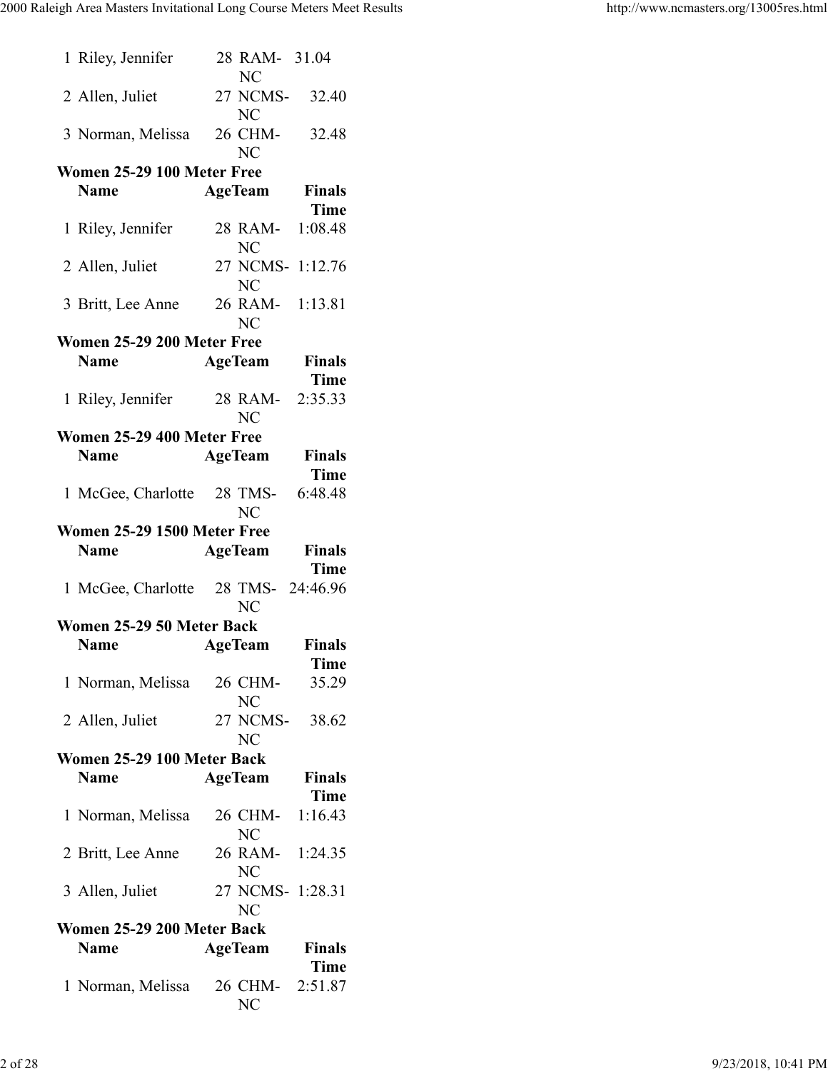| | Name | Age | Team | Finals Time |
|---|---|---|---|---|
| 1 | Riley, Jennifer | 28 | RAM-NC | 31.04 |
| 2 | Allen, Juliet | 27 | NCMS-NC | 32.40 |
| 3 | Norman, Melissa | 26 | CHM-NC | 32.48 |

**Women 25-29 100 Meter Free**

| | Name | Age | Team | Finals Time |
|---|---|---|---|---|
| 1 | Riley, Jennifer | 28 | RAM-NC | 1:08.48 |
| 2 | Allen, Juliet | 27 | NCMS-NC | 1:12.76 |
| 3 | Britt, Lee Anne | 26 | RAM-NC | 1:13.81 |

**Women 25-29 200 Meter Free**

| | Name | Age | Team | Finals Time |
|---|---|---|---|---|
| 1 | Riley, Jennifer | 28 | RAM-NC | 2:35.33 |

**Women 25-29 400 Meter Free**

| | Name | Age | Team | Finals Time |
|---|---|---|---|---|
| 1 | McGee, Charlotte | 28 | TMS-NC | 6:48.48 |

**Women 25-29 1500 Meter Free**

| | Name | Age | Team | Finals Time |
|---|---|---|---|---|
| 1 | McGee, Charlotte | 28 | TMS-NC | 24:46.96 |

**Women 25-29 50 Meter Back**

| | Name | Age | Team | Finals Time |
|---|---|---|---|---|
| 1 | Norman, Melissa | 26 | CHM-NC | 35.29 |
| 2 | Allen, Juliet | 27 | NCMS-NC | 38.62 |

**Women 25-29 100 Meter Back**

| | Name | Age | Team | Finals Time |
|---|---|---|---|---|
| 1 | Norman, Melissa | 26 | CHM-NC | 1:16.43 |
| 2 | Britt, Lee Anne | 26 | RAM-NC | 1:24.35 |
| 3 | Allen, Juliet | 27 | NCMS-NC | 1:28.31 |

**Women 25-29 200 Meter Back**

| | Name | Age | Team | Finals Time |
|---|---|---|---|---|
| 1 | Norman, Melissa | 26 | CHM-NC | 2:51.87 |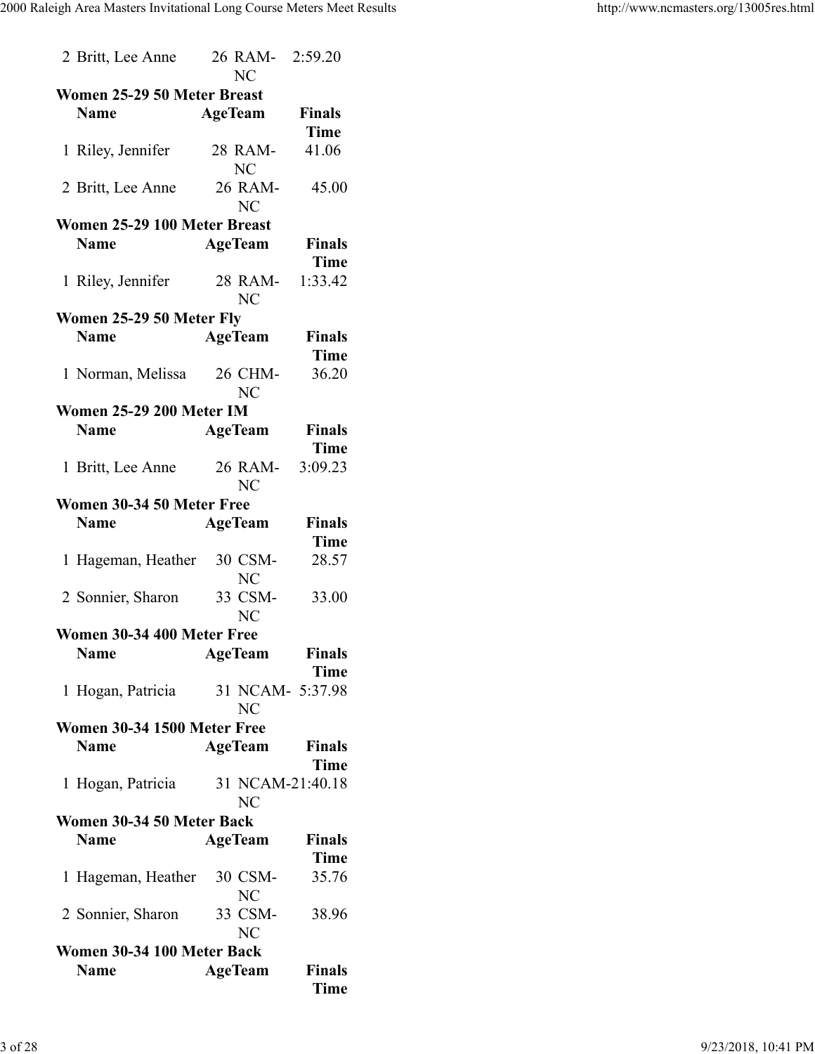| | Name | Age | Team | Finals Time |
|---|---|---|---|---|
| 2 | Britt, Lee Anne | 26 | RAM-NC | 2:59.20 |

**Women 25-29 50 Meter Breast**

| | Name | Age | Team | Finals Time |
|---|---|---|---|---|
| 1 | Riley, Jennifer | 28 | RAM-NC | 41.06 |
| 2 | Britt, Lee Anne | 26 | RAM-NC | 45.00 |

**Women 25-29 100 Meter Breast**

| | Name | Age | Team | Finals Time |
|---|---|---|---|---|
| 1 | Riley, Jennifer | 28 | RAM-NC | 1:33.42 |

**Women 25-29 50 Meter Fly**

| | Name | Age | Team | Finals Time |
|---|---|---|---|---|
| 1 | Norman, Melissa | 26 | CHM-NC | 36.20 |

**Women 25-29 200 Meter IM**

| | Name | Age | Team | Finals Time |
|---|---|---|---|---|
| 1 | Britt, Lee Anne | 26 | RAM-NC | 3:09.23 |

**Women 30-34 50 Meter Free**

| | Name | Age | Team | Finals Time |
|---|---|---|---|---|
| 1 | Hageman, Heather | 30 | CSM-NC | 28.57 |
| 2 | Sonnier, Sharon | 33 | CSM-NC | 33.00 |

**Women 30-34 400 Meter Free**

| | Name | Age | Team | Finals Time |
|---|---|---|---|---|
| 1 | Hogan, Patricia | 31 | NCAM-NC | 5:37.98 |

**Women 30-34 1500 Meter Free**

| | Name | Age | Team | Finals Time |
|---|---|---|---|---|
| 1 | Hogan, Patricia | 31 | NCAM-NC | 21:40.18 |

**Women 30-34 50 Meter Back**

| | Name | Age | Team | Finals Time |
|---|---|---|---|---|
| 1 | Hageman, Heather | 30 | CSM-NC | 35.76 |
| 2 | Sonnier, Sharon | 33 | CSM-NC | 38.96 |

**Women 30-34 100 Meter Back**

| | Name | Age | Team | Finals Time |
|---|---|---|---|---|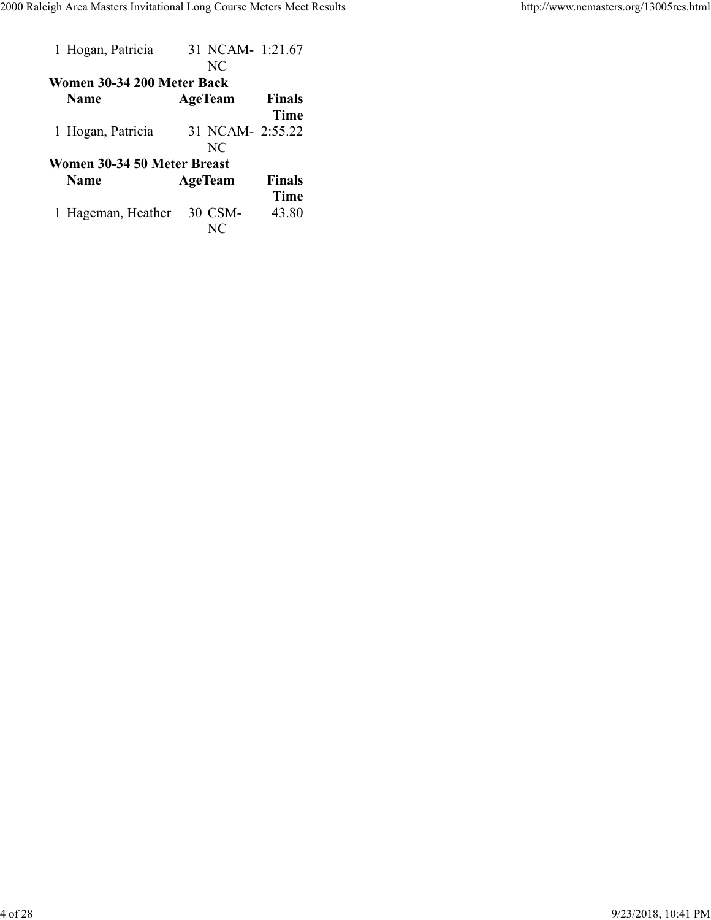| | Name | Age | Team | Finals Time |
|---|---|---|---|---|
| 1 | Hogan, Patricia | 31 | NCAM-NC | 1:21.67 |

**Women 30-34 200 Meter Back**

| | Name | Age | Team | Finals Time |
|---|---|---|---|---|
| 1 | Hogan, Patricia | 31 | NCAM-NC | 2:55.22 |

**Women 30-34 50 Meter Breast**

| | Name | Age | Team | Finals Time |
|---|---|---|---|---|
| 1 | Hageman, Heather | 30 | CSM-NC | 43.80 |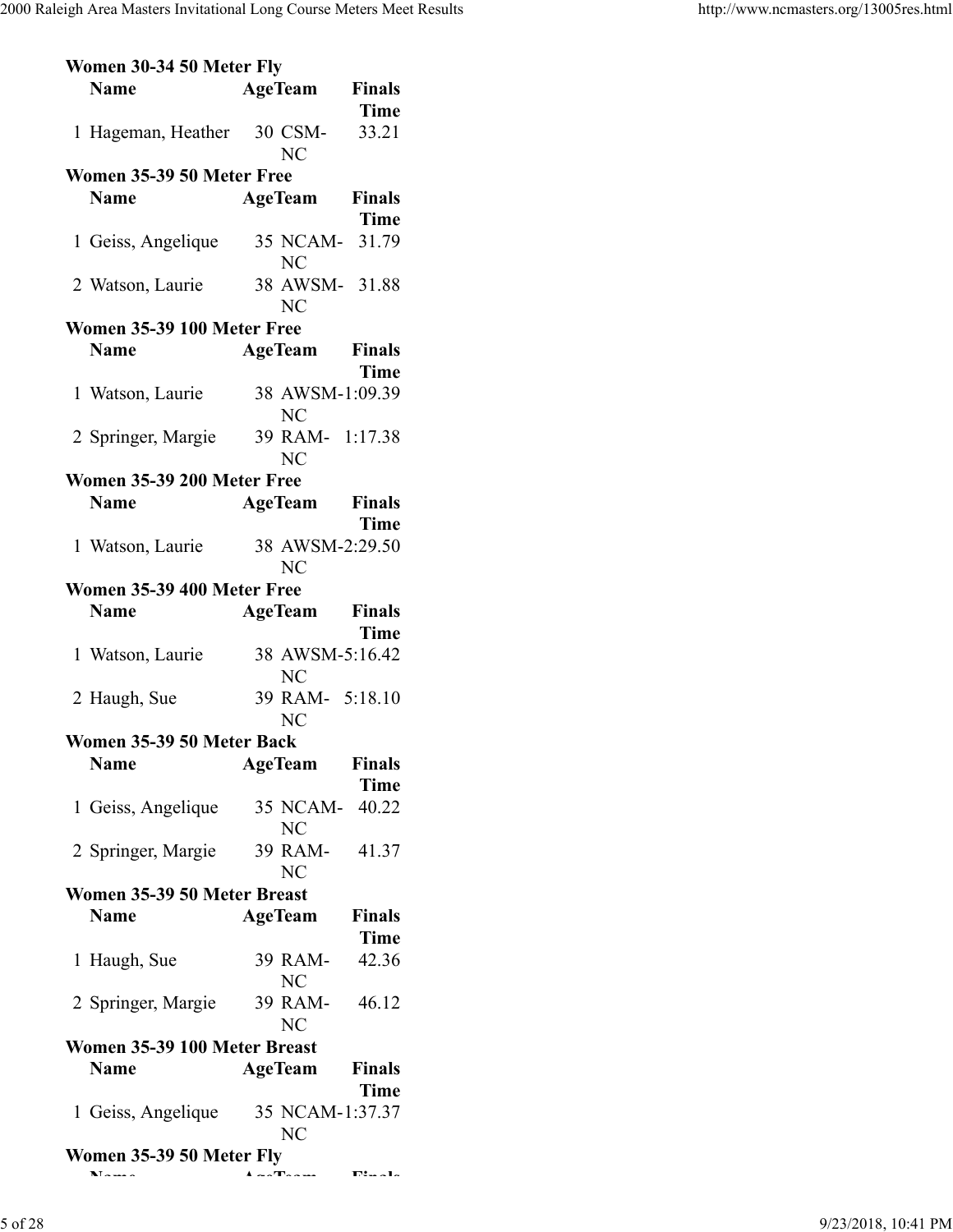**Women 30-34 50 Meter Fly**

| Name | Age | Team | Finals Time |
|---|---|---|---|
| 1 Hageman, Heather | 30 | CSM-NC | 33.21 |

**Women 35-39 50 Meter Free**

| Name | Age | Team | Finals Time |
|---|---|---|---|
| 1 Geiss, Angelique | 35 | NCAM-NC | 31.79 |
| 2 Watson, Laurie | 38 | AWSM-NC | 31.88 |

**Women 35-39 100 Meter Free**

| Name | Age | Team | Finals Time |
|---|---|---|---|
| 1 Watson, Laurie | 38 | AWSM-NC | 1:09.39 |
| 2 Springer, Margie | 39 | RAM-NC | 1:17.38 |

**Women 35-39 200 Meter Free**

| Name | Age | Team | Finals Time |
|---|---|---|---|
| 1 Watson, Laurie | 38 | AWSM-NC | 2:29.50 |

**Women 35-39 400 Meter Free**

| Name | Age | Team | Finals Time |
|---|---|---|---|
| 1 Watson, Laurie | 38 | AWSM-NC | 5:16.42 |
| 2 Haugh, Sue | 39 | RAM-NC | 5:18.10 |

**Women 35-39 50 Meter Back**

| Name | Age | Team | Finals Time |
|---|---|---|---|
| 1 Geiss, Angelique | 35 | NCAM-NC | 40.22 |
| 2 Springer, Margie | 39 | RAM-NC | 41.37 |

**Women 35-39 50 Meter Breast**

| Name | Age | Team | Finals Time |
|---|---|---|---|
| 1 Haugh, Sue | 39 | RAM-NC | 42.36 |
| 2 Springer, Margie | 39 | RAM-NC | 46.12 |

**Women 35-39 100 Meter Breast**

| Name | Age | Team | Finals Time |
|---|---|---|---|
| 1 Geiss, Angelique | 35 | NCAM-NC | 1:37.37 |

**Women 35-39 50 Meter Fly**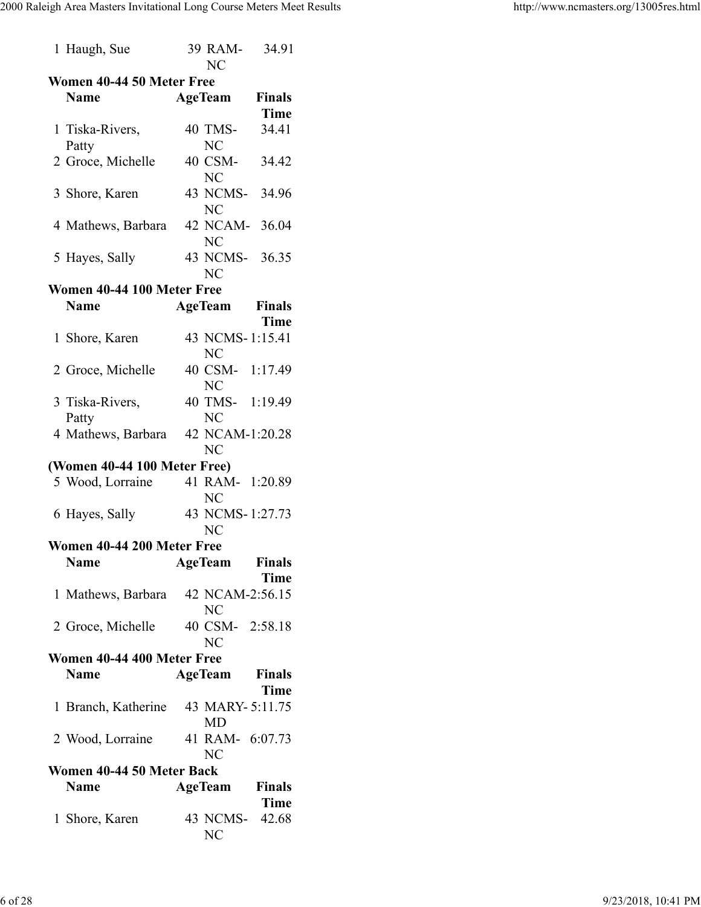| | Name | Age | Team | Finals Time |
|---|---|---|---|---|
| 1 | Haugh, Sue | 39 | RAM-NC | 34.91 |

### Women 40-44 50 Meter Free

| | Name | Age | Team | Finals Time |
|---|---|---|---|---|
| 1 | Tiska-Rivers, Patty | 40 | TMS-NC | 34.41 |
| 2 | Groce, Michelle | 40 | CSM-NC | 34.42 |
| 3 | Shore, Karen | 43 | NCMS-NC | 34.96 |
| 4 | Mathews, Barbara | 42 | NCAM-NC | 36.04 |
| 5 | Hayes, Sally | 43 | NCMS-NC | 36.35 |

### Women 40-44 100 Meter Free

| | Name | Age | Team | Finals Time |
|---|---|---|---|---|
| 1 | Shore, Karen | 43 | NCMS-NC | 1:15.41 |
| 2 | Groce, Michelle | 40 | CSM-NC | 1:17.49 |
| 3 | Tiska-Rivers, Patty | 40 | TMS-NC | 1:19.49 |
| 4 | Mathews, Barbara | 42 | NCAM-NC | 1:20.28 |
| 5 | Wood, Lorraine | 41 | RAM-NC | 1:20.89 |
| 6 | Hayes, Sally | 43 | NCMS-NC | 1:27.73 |

### Women 40-44 200 Meter Free

| | Name | Age | Team | Finals Time |
|---|---|---|---|---|
| 1 | Mathews, Barbara | 42 | NCAM-NC | 2:56.15 |
| 2 | Groce, Michelle | 40 | CSM-NC | 2:58.18 |

### Women 40-44 400 Meter Free

| | Name | Age | Team | Finals Time |
|---|---|---|---|---|
| 1 | Branch, Katherine | 43 | MARY-MD | 5:11.75 |
| 2 | Wood, Lorraine | 41 | RAM-NC | 6:07.73 |

### Women 40-44 50 Meter Back

| | Name | Age | Team | Finals Time |
|---|---|---|---|---|
| 1 | Shore, Karen | 43 | NCMS-NC | 42.68 |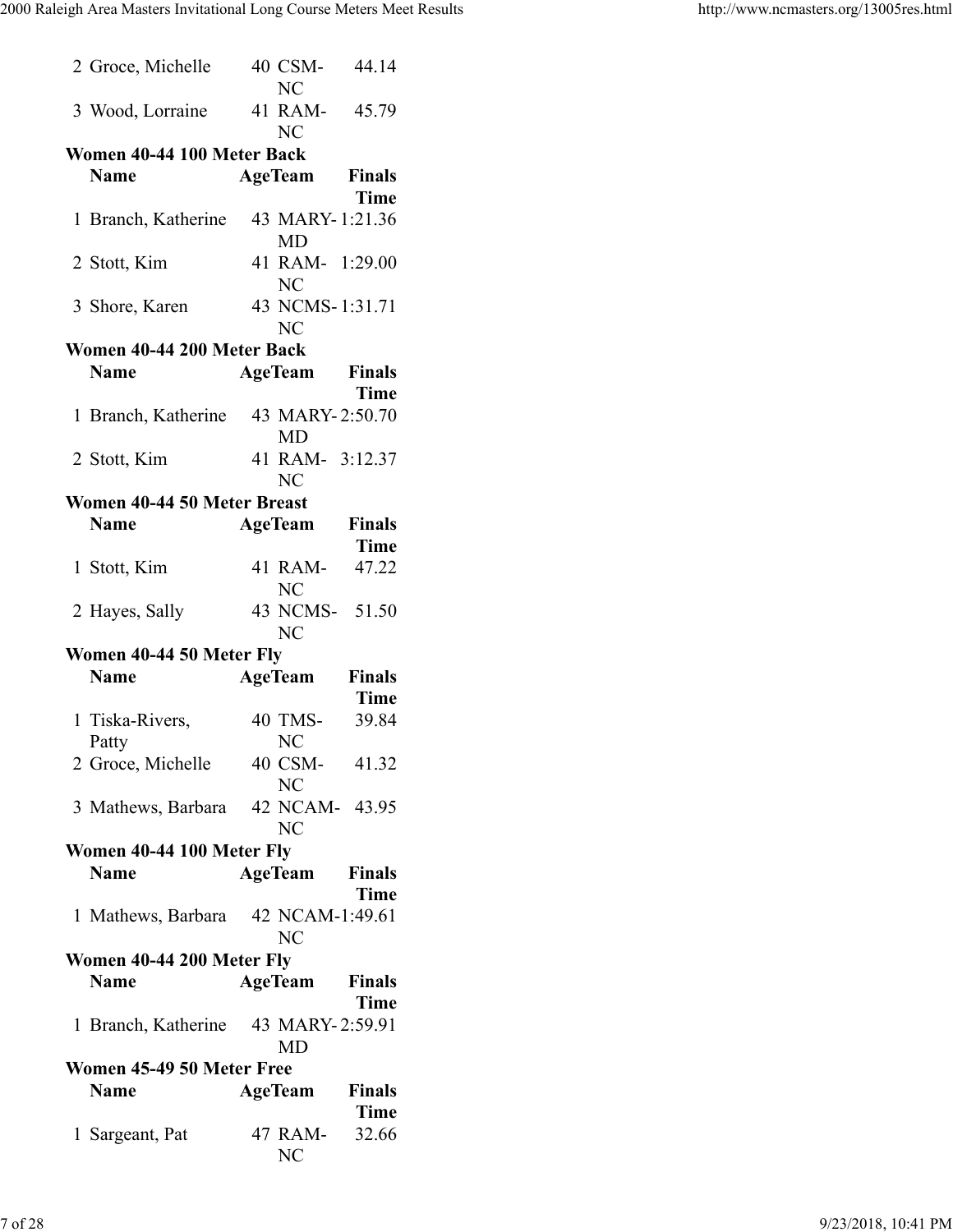| | Name | Age | Team | Finals Time |
|---|---|---|---|---|
| 2 | Groce, Michelle | 40 | CSM-NC | 44.14 |
| 3 | Wood, Lorraine | 41 | RAM-NC | 45.79 |

**Women 40-44 100 Meter Back**

| | Name | Age | Team | Finals Time |
|---|---|---|---|---|
| 1 | Branch, Katherine | 43 | MARY-MD | 1:21.36 |
| 2 | Stott, Kim | 41 | RAM-NC | 1:29.00 |
| 3 | Shore, Karen | 43 | NCMS-NC | 1:31.71 |

**Women 40-44 200 Meter Back**

| | Name | Age | Team | Finals Time |
|---|---|---|---|---|
| 1 | Branch, Katherine | 43 | MARY-MD | 2:50.70 |
| 2 | Stott, Kim | 41 | RAM-NC | 3:12.37 |

**Women 40-44 50 Meter Breast**

| | Name | Age | Team | Finals Time |
|---|---|---|---|---|
| 1 | Stott, Kim | 41 | RAM-NC | 47.22 |
| 2 | Hayes, Sally | 43 | NCMS-NC | 51.50 |

**Women 40-44 50 Meter Fly**

| | Name | Age | Team | Finals Time |
|---|---|---|---|---|
| 1 | Tiska-Rivers, Patty | 40 | TMS-NC | 39.84 |
| 2 | Groce, Michelle | 40 | CSM-NC | 41.32 |
| 3 | Mathews, Barbara | 42 | NCAM-NC | 43.95 |

**Women 40-44 100 Meter Fly**

| | Name | Age | Team | Finals Time |
|---|---|---|---|---|
| 1 | Mathews, Barbara | 42 | NCAM-NC | 1:49.61 |

**Women 40-44 200 Meter Fly**

| | Name | Age | Team | Finals Time |
|---|---|---|---|---|
| 1 | Branch, Katherine | 43 | MARY-MD | 2:59.91 |

**Women 45-49 50 Meter Free**

| | Name | Age | Team | Finals Time |
|---|---|---|---|---|
| 1 | Sargeant, Pat | 47 | RAM-NC | 32.66 |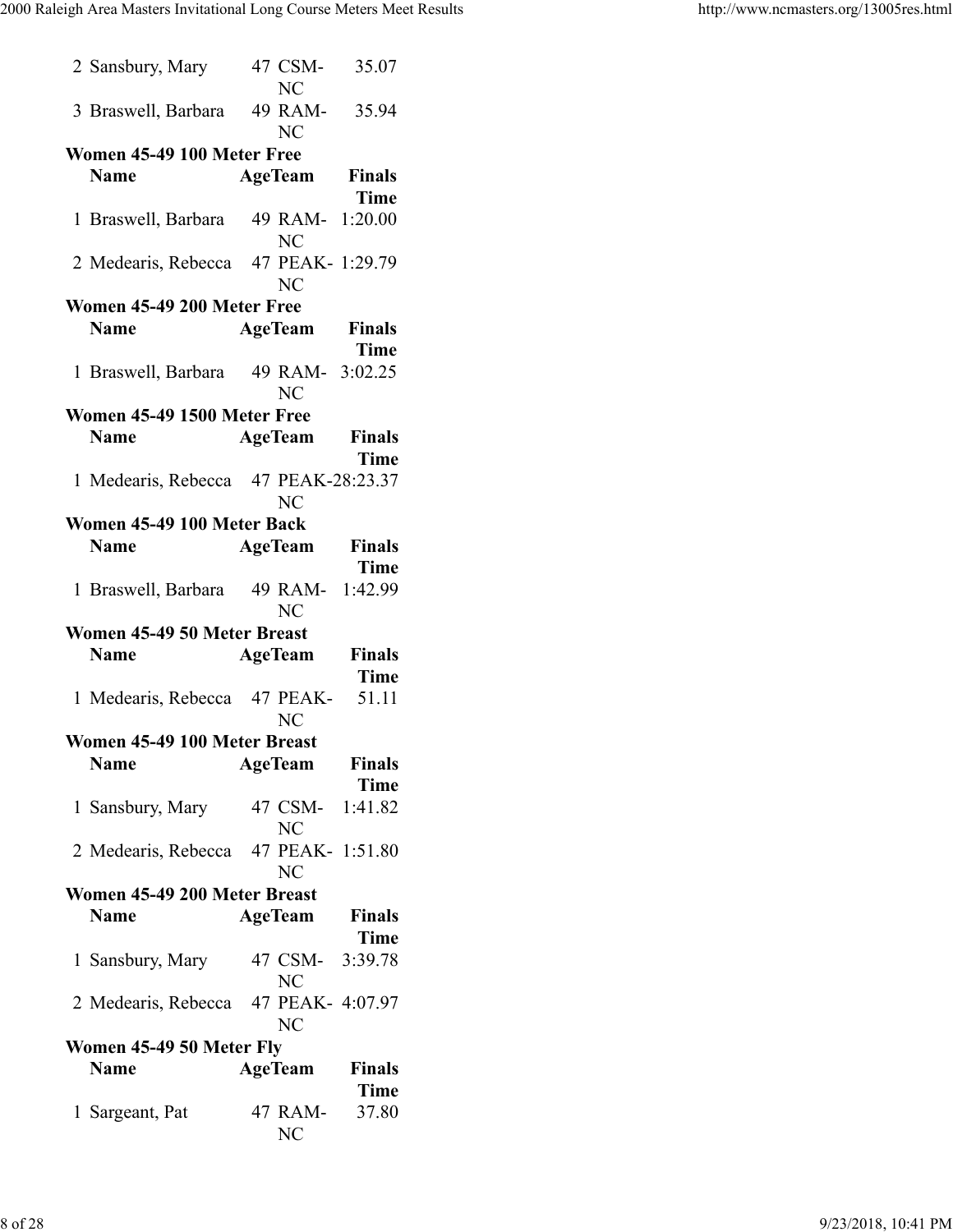| | Name | Age | Team | Finals Time |
|---|---|---|---|---|
| 2 | Sansbury, Mary | 47 | CSM-NC | 35.07 |
| 3 | Braswell, Barbara | 49 | RAM-NC | 35.94 |

**Women 45-49 100 Meter Free**

| | Name | Age | Team | Finals Time |
|---|---|---|---|---|
| 1 | Braswell, Barbara | 49 | RAM-NC | 1:20.00 |
| 2 | Medearis, Rebecca | 47 | PEAK-NC | 1:29.79 |

**Women 45-49 200 Meter Free**

| | Name | Age | Team | Finals Time |
|---|---|---|---|---|
| 1 | Braswell, Barbara | 49 | RAM-NC | 3:02.25 |

**Women 45-49 1500 Meter Free**

| | Name | Age | Team | Finals Time |
|---|---|---|---|---|
| 1 | Medearis, Rebecca | 47 | PEAK-NC | 28:23.37 |

**Women 45-49 100 Meter Back**

| | Name | Age | Team | Finals Time |
|---|---|---|---|---|
| 1 | Braswell, Barbara | 49 | RAM-NC | 1:42.99 |

**Women 45-49 50 Meter Breast**

| | Name | Age | Team | Finals Time |
|---|---|---|---|---|
| 1 | Medearis, Rebecca | 47 | PEAK-NC | 51.11 |

**Women 45-49 100 Meter Breast**

| | Name | Age | Team | Finals Time |
|---|---|---|---|---|
| 1 | Sansbury, Mary | 47 | CSM-NC | 1:41.82 |
| 2 | Medearis, Rebecca | 47 | PEAK-NC | 1:51.80 |

**Women 45-49 200 Meter Breast**

| | Name | Age | Team | Finals Time |
|---|---|---|---|---|
| 1 | Sansbury, Mary | 47 | CSM-NC | 3:39.78 |
| 2 | Medearis, Rebecca | 47 | PEAK-NC | 4:07.97 |

**Women 45-49 50 Meter Fly**

| | Name | Age | Team | Finals Time |
|---|---|---|---|---|
| 1 | Sargeant, Pat | 47 | RAM-NC | 37.80 |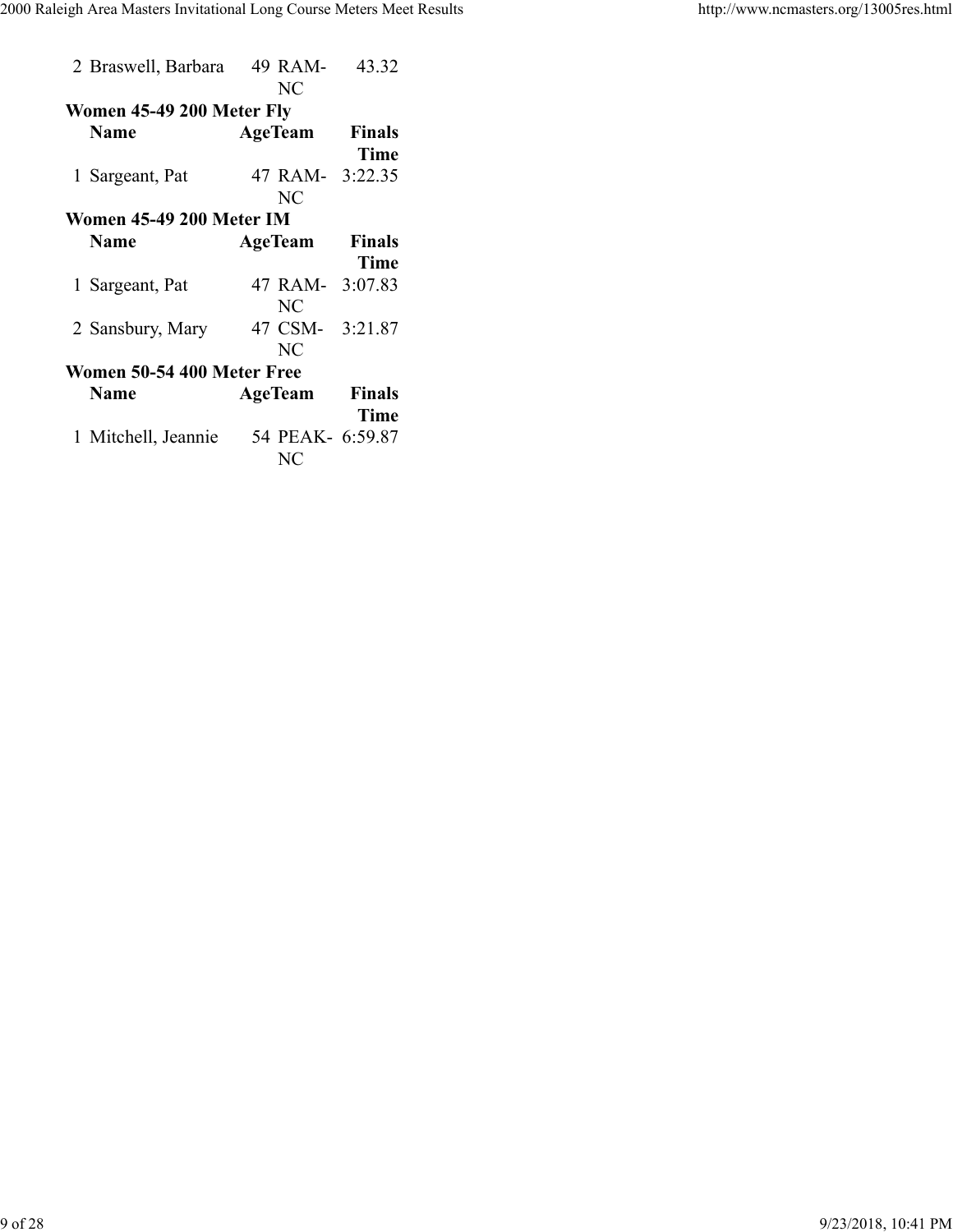| | Name | Age | Team | Finals Time |
|---|---|---|---|---|
| 2 | Braswell, Barbara | 49 | RAM-NC | 43.32 |

**Women 45-49 200 Meter Fly**

| | Name | Age | Team | Finals Time |
|---|---|---|---|---|
| 1 | Sargeant, Pat | 47 | RAM-NC | 3:22.35 |

**Women 45-49 200 Meter IM**

| | Name | Age | Team | Finals Time |
|---|---|---|---|---|
| 1 | Sargeant, Pat | 47 | RAM-NC | 3:07.83 |
| 2 | Sansbury, Mary | 47 | CSM-NC | 3:21.87 |

**Women 50-54 400 Meter Free**

| | Name | Age | Team | Finals Time |
|---|---|---|---|---|
| 1 | Mitchell, Jeannie | 54 | PEAK-NC | 6:59.87 |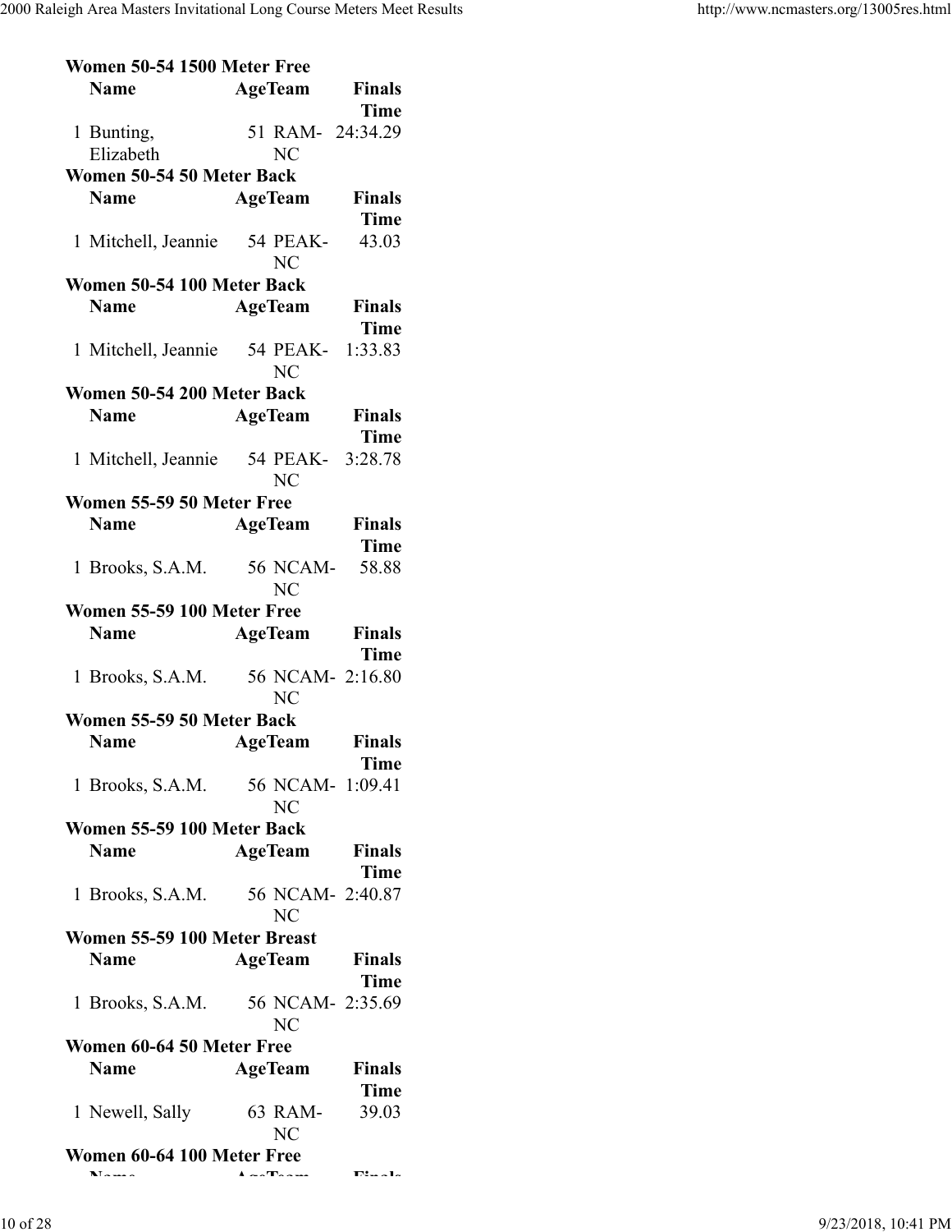### Women 50-54 1500 Meter Free

| Name | Age | Team | Finals Time |
|---|---|---|---|
| 1 Bunting, Elizabeth | 51 | RAM-NC | 24:34.29 |

### Women 50-54 50 Meter Back

| Name | Age | Team | Finals Time |
|---|---|---|---|
| 1 Mitchell, Jeannie | 54 | PEAK-NC | 43.03 |

### Women 50-54 100 Meter Back

| Name | Age | Team | Finals Time |
|---|---|---|---|
| 1 Mitchell, Jeannie | 54 | PEAK-NC | 1:33.83 |

### Women 50-54 200 Meter Back

| Name | Age | Team | Finals Time |
|---|---|---|---|
| 1 Mitchell, Jeannie | 54 | PEAK-NC | 3:28.78 |

### Women 55-59 50 Meter Free

| Name | Age | Team | Finals Time |
|---|---|---|---|
| 1 Brooks, S.A.M. | 56 | NCAM-NC | 58.88 |

### Women 55-59 100 Meter Free

| Name | Age | Team | Finals Time |
|---|---|---|---|
| 1 Brooks, S.A.M. | 56 | NCAM-NC | 2:16.80 |

### Women 55-59 50 Meter Back

| Name | Age | Team | Finals Time |
|---|---|---|---|
| 1 Brooks, S.A.M. | 56 | NCAM-NC | 1:09.41 |

### Women 55-59 100 Meter Back

| Name | Age | Team | Finals Time |
|---|---|---|---|
| 1 Brooks, S.A.M. | 56 | NCAM-NC | 2:40.87 |

### Women 55-59 100 Meter Breast

| Name | Age | Team | Finals Time |
|---|---|---|---|
| 1 Brooks, S.A.M. | 56 | NCAM-NC | 2:35.69 |

### Women 60-64 50 Meter Free

| Name | Age | Team | Finals Time |
|---|---|---|---|
| 1 Newell, Sally | 63 | RAM-NC | 39.03 |

### Women 60-64 100 Meter Free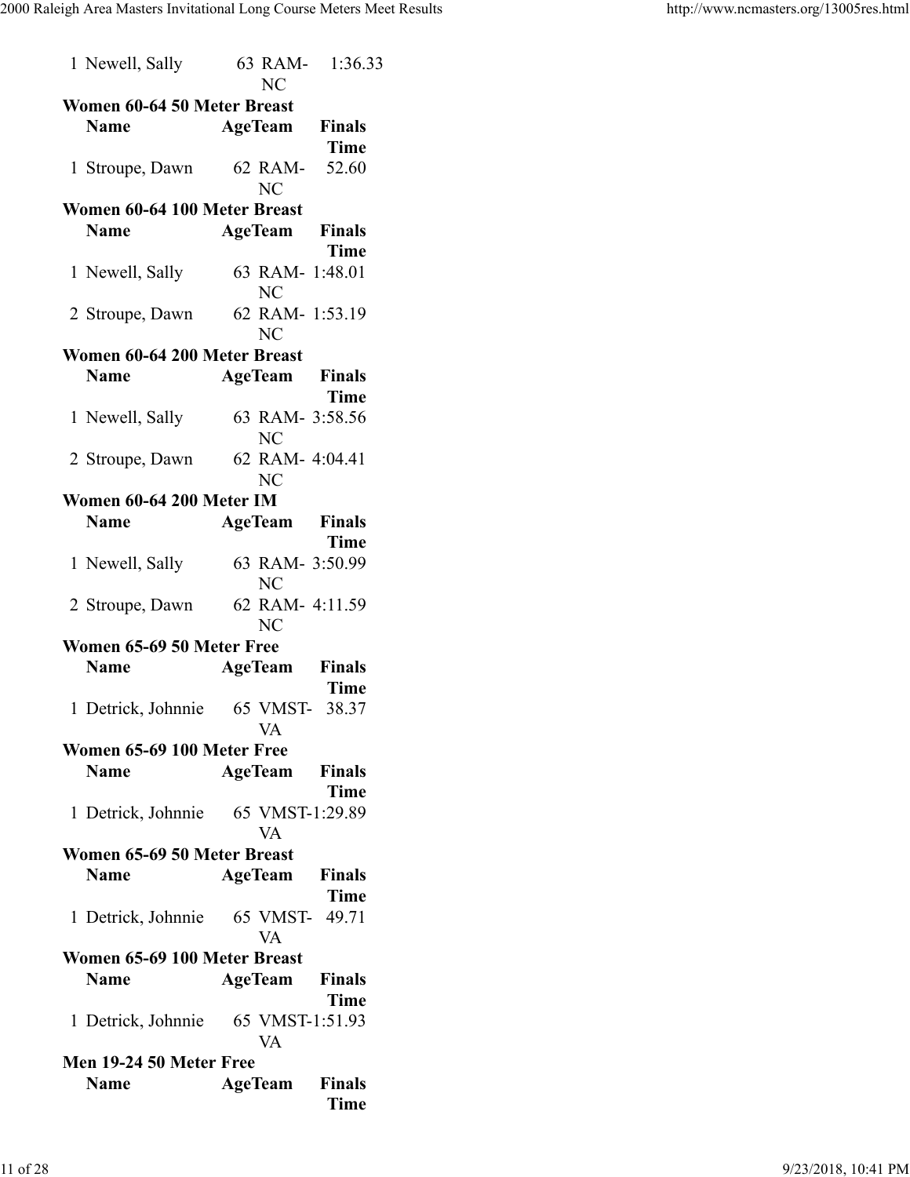| | Name | Age | Team | Finals Time |
|---|---|---|---|---|
| 1 | Newell, Sally | 63 | RAM-NC | 1:36.33 |

**Women 60-64 50 Meter Breast**

| | Name | Age | Team | Finals Time |
|---|---|---|---|---|
| 1 | Stroupe, Dawn | 62 | RAM-NC | 52.60 |

**Women 60-64 100 Meter Breast**

| | Name | Age | Team | Finals Time |
|---|---|---|---|---|
| 1 | Newell, Sally | 63 | RAM-NC | 1:48.01 |
| 2 | Stroupe, Dawn | 62 | RAM-NC | 1:53.19 |

**Women 60-64 200 Meter Breast**

| | Name | Age | Team | Finals Time |
|---|---|---|---|---|
| 1 | Newell, Sally | 63 | RAM-NC | 3:58.56 |
| 2 | Stroupe, Dawn | 62 | RAM-NC | 4:04.41 |

**Women 60-64 200 Meter IM**

| | Name | Age | Team | Finals Time |
|---|---|---|---|---|
| 1 | Newell, Sally | 63 | RAM-NC | 3:50.99 |
| 2 | Stroupe, Dawn | 62 | RAM-NC | 4:11.59 |

**Women 65-69 50 Meter Free**

| | Name | Age | Team | Finals Time |
|---|---|---|---|---|
| 1 | Detrick, Johnnie | 65 | VMST-VA | 38.37 |

**Women 65-69 100 Meter Free**

| | Name | Age | Team | Finals Time |
|---|---|---|---|---|
| 1 | Detrick, Johnnie | 65 | VMST-VA | 1:29.89 |

**Women 65-69 50 Meter Breast**

| | Name | Age | Team | Finals Time |
|---|---|---|---|---|
| 1 | Detrick, Johnnie | 65 | VMST-VA | 49.71 |

**Women 65-69 100 Meter Breast**

| | Name | Age | Team | Finals Time |
|---|---|---|---|---|
| 1 | Detrick, Johnnie | 65 | VMST-VA | 1:51.93 |

**Men 19-24 50 Meter Free**

| | Name | Age | Team | Finals Time |
|---|---|---|---|---|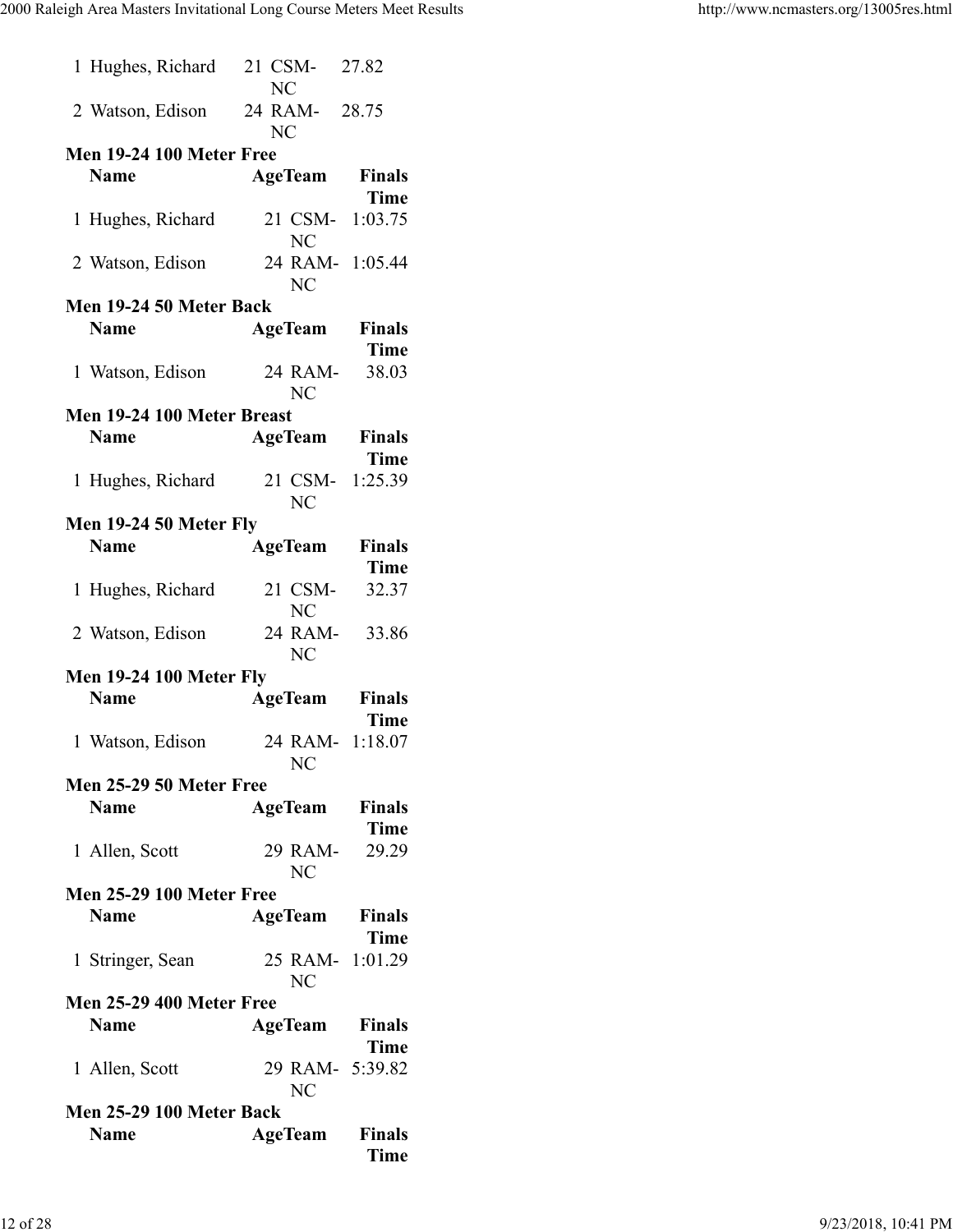| | Name | Age | Team | Finals Time |
|---|---|---|---|---|
| 1 | Hughes, Richard | 21 | CSM-NC | 27.82 |
| 2 | Watson, Edison | 24 | RAM-NC | 28.75 |

**Men 19-24 100 Meter Free**

| | Name | Age | Team | Finals Time |
|---|---|---|---|---|
| 1 | Hughes, Richard | 21 | CSM-NC | 1:03.75 |
| 2 | Watson, Edison | 24 | RAM-NC | 1:05.44 |

**Men 19-24 50 Meter Back**

| | Name | Age | Team | Finals Time |
|---|---|---|---|---|
| 1 | Watson, Edison | 24 | RAM-NC | 38.03 |

**Men 19-24 100 Meter Breast**

| | Name | Age | Team | Finals Time |
|---|---|---|---|---|
| 1 | Hughes, Richard | 21 | CSM-NC | 1:25.39 |

**Men 19-24 50 Meter Fly**

| | Name | Age | Team | Finals Time |
|---|---|---|---|---|
| 1 | Hughes, Richard | 21 | CSM-NC | 32.37 |
| 2 | Watson, Edison | 24 | RAM-NC | 33.86 |

**Men 19-24 100 Meter Fly**

| | Name | Age | Team | Finals Time |
|---|---|---|---|---|
| 1 | Watson, Edison | 24 | RAM-NC | 1:18.07 |

**Men 25-29 50 Meter Free**

| | Name | Age | Team | Finals Time |
|---|---|---|---|---|
| 1 | Allen, Scott | 29 | RAM-NC | 29.29 |

**Men 25-29 100 Meter Free**

| | Name | Age | Team | Finals Time |
|---|---|---|---|---|
| 1 | Stringer, Sean | 25 | RAM-NC | 1:01.29 |

**Men 25-29 400 Meter Free**

| | Name | Age | Team | Finals Time |
|---|---|---|---|---|
| 1 | Allen, Scott | 29 | RAM-NC | 5:39.82 |

**Men 25-29 100 Meter Back**

| | Name | Age | Team | Finals Time |
|---|---|---|---|---|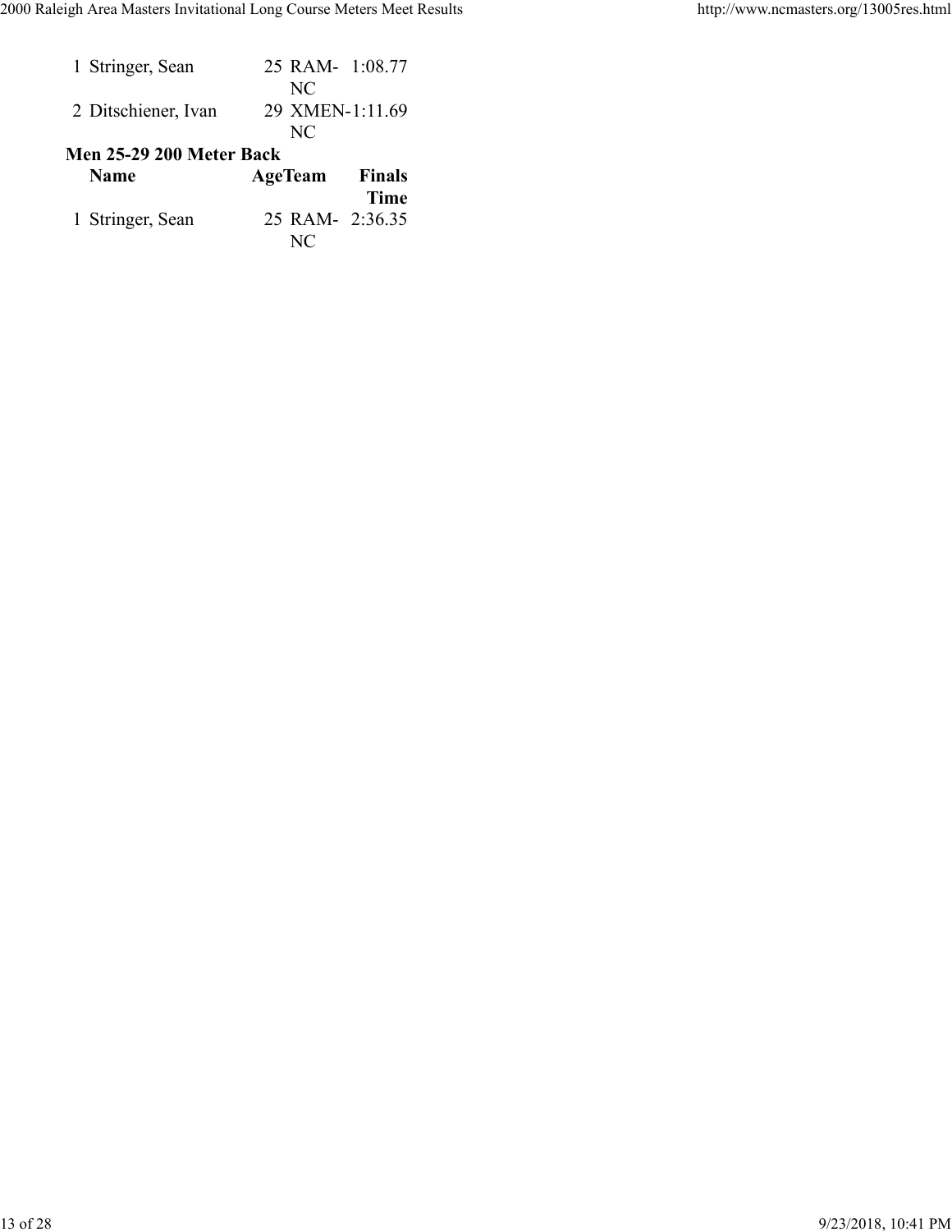| | Name | Age | Team | Finals Time |
|---|---|---|---|---|
| 1 | Stringer, Sean | 25 | RAM-NC | 1:08.77 |
| 2 | Ditschiener, Ivan | 29 | XMEN-NC | 1:11.69 |

**Men 25-29 200 Meter Back**

| | Name | Age | Team | Finals Time |
|---|---|---|---|---|
| 1 | Stringer, Sean | 25 | RAM-NC | 2:36.35 |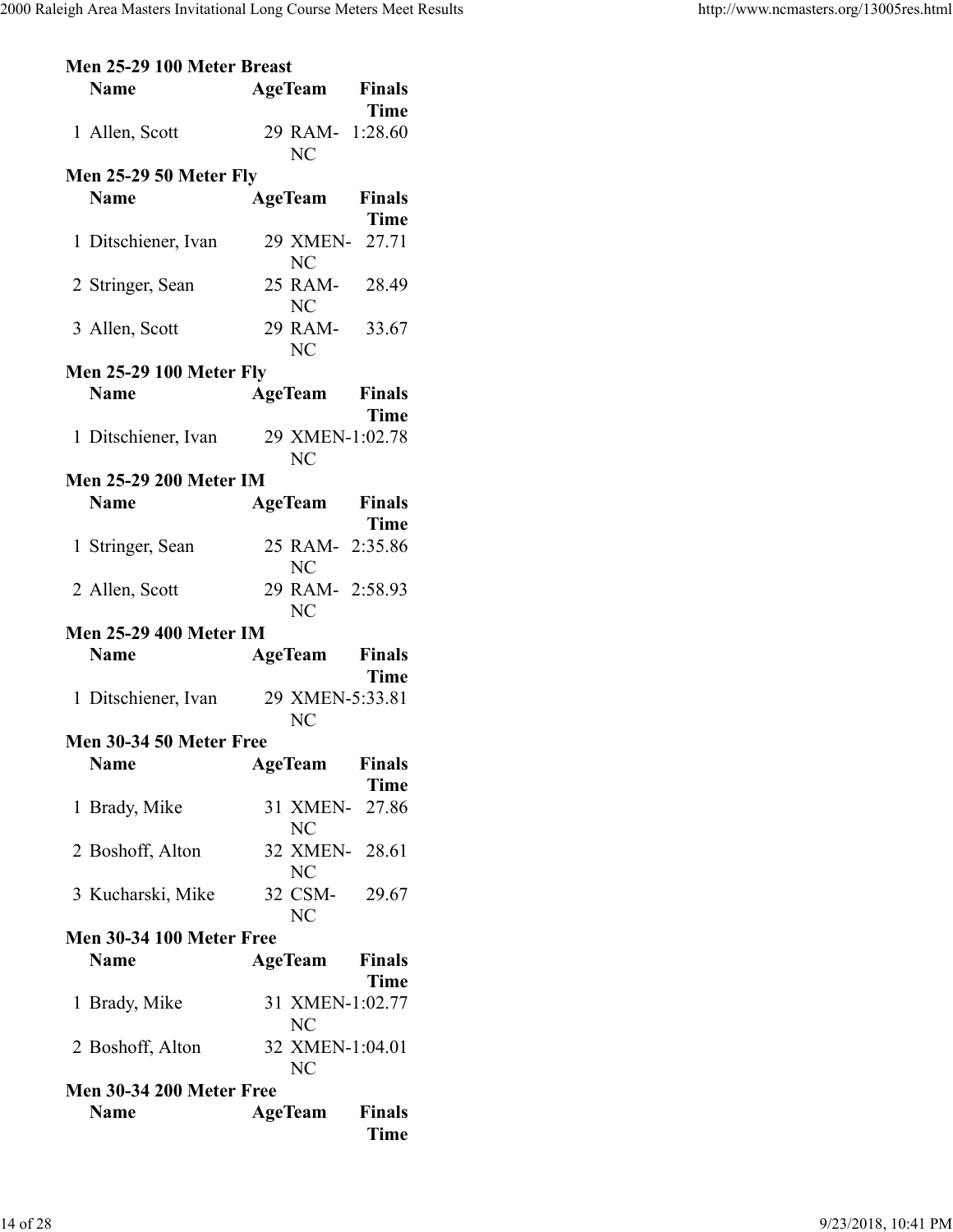**Men 25-29 100 Meter Breast**

| | Name | Age | Team | Finals Time |
|---|---|---|---|---|
| 1 | Allen, Scott | 29 | RAM-NC | 1:28.60 |

**Men 25-29 50 Meter Fly**

| | Name | Age | Team | Finals Time |
|---|---|---|---|---|
| 1 | Ditschiener, Ivan | 29 | XMEN-NC | 27.71 |
| 2 | Stringer, Sean | 25 | RAM-NC | 28.49 |
| 3 | Allen, Scott | 29 | RAM-NC | 33.67 |

**Men 25-29 100 Meter Fly**

| | Name | Age | Team | Finals Time |
|---|---|---|---|---|
| 1 | Ditschiener, Ivan | 29 | XMEN-NC | 1:02.78 |

**Men 25-29 200 Meter IM**

| | Name | Age | Team | Finals Time |
|---|---|---|---|---|
| 1 | Stringer, Sean | 25 | RAM-NC | 2:35.86 |
| 2 | Allen, Scott | 29 | RAM-NC | 2:58.93 |

**Men 25-29 400 Meter IM**

| | Name | Age | Team | Finals Time |
|---|---|---|---|---|
| 1 | Ditschiener, Ivan | 29 | XMEN-NC | 5:33.81 |

**Men 30-34 50 Meter Free**

| | Name | Age | Team | Finals Time |
|---|---|---|---|---|
| 1 | Brady, Mike | 31 | XMEN-NC | 27.86 |
| 2 | Boshoff, Alton | 32 | XMEN-NC | 28.61 |
| 3 | Kucharski, Mike | 32 | CSM-NC | 29.67 |

**Men 30-34 100 Meter Free**

| | Name | Age | Team | Finals Time |
|---|---|---|---|---|
| 1 | Brady, Mike | 31 | XMEN-NC | 1:02.77 |
| 2 | Boshoff, Alton | 32 | XMEN-NC | 1:04.01 |

**Men 30-34 200 Meter Free**

| | Name | Age | Team | Finals Time |
|---|---|---|---|---|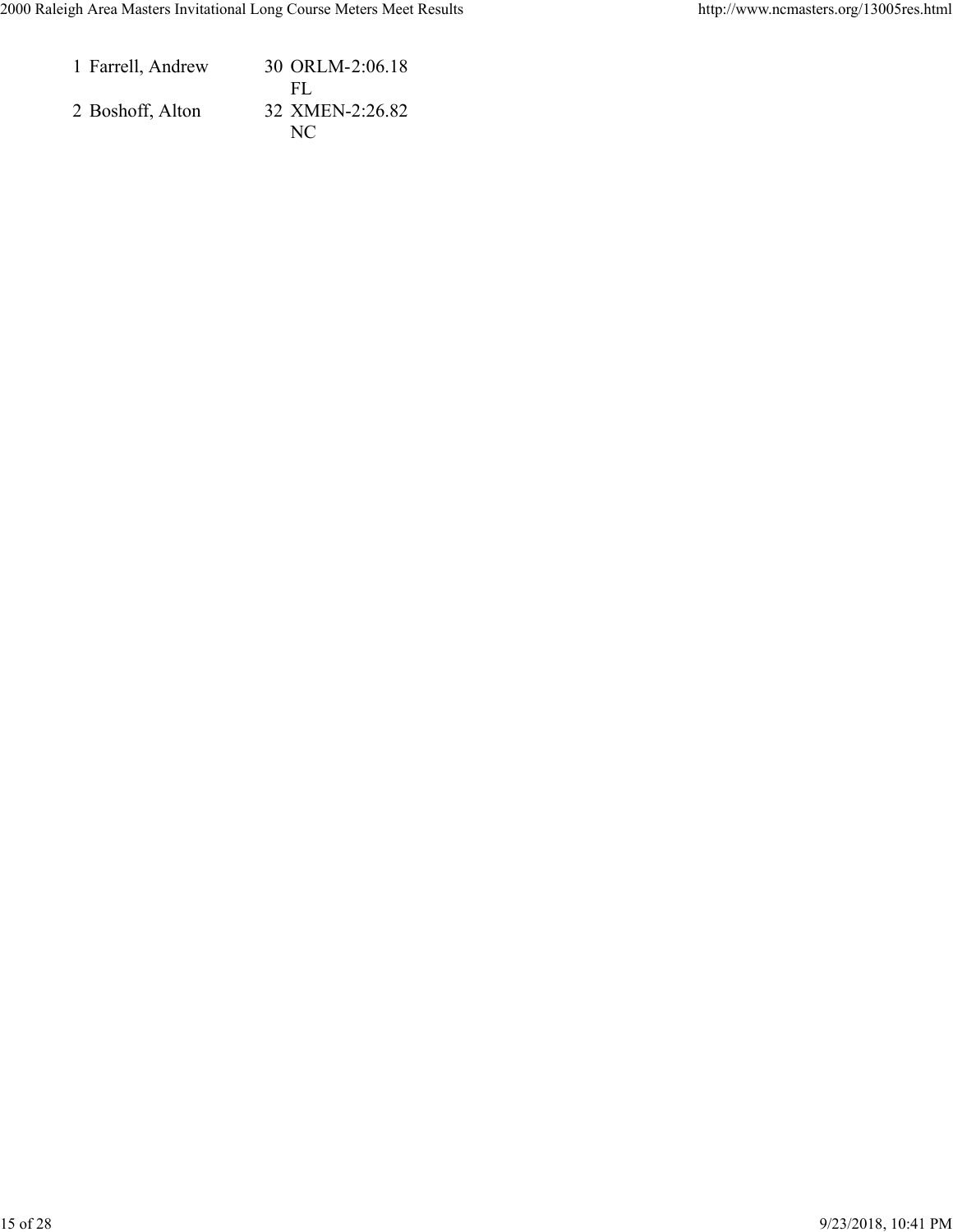1 Farrell, Andrew 30 ORLM-2:06.18
FL
2 Boshoff, Alton 32 XMEN-2:26.82
NC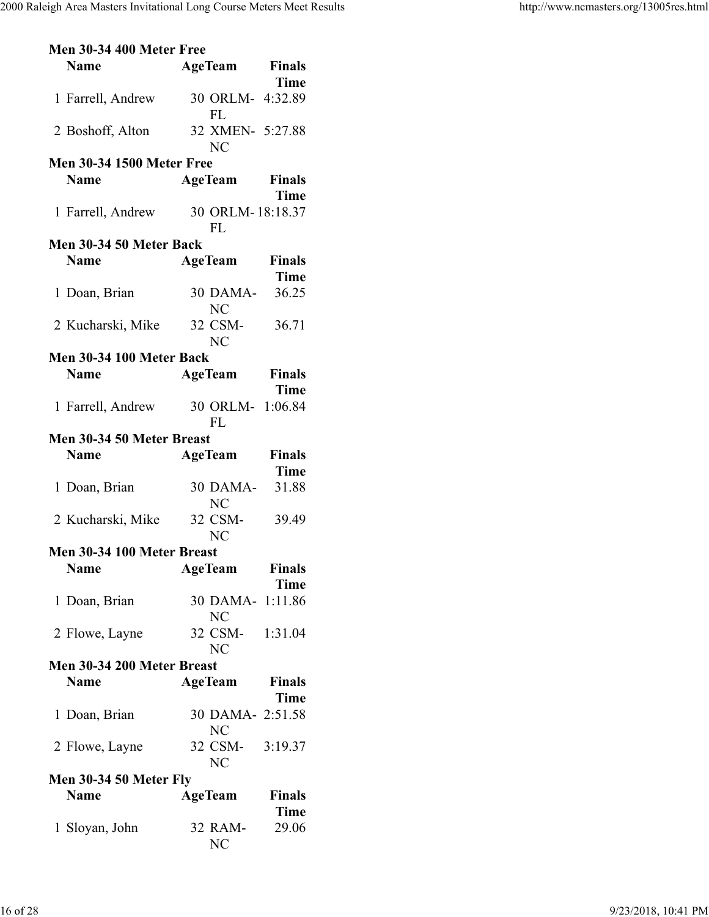**Men 30-34 400 Meter Free**

| | Name | Age | Team | Finals Time |
|---|---|---|---|---|
| 1 | Farrell, Andrew | 30 | ORLM-FL | 4:32.89 |
| 2 | Boshoff, Alton | 32 | XMEN-NC | 5:27.88 |

**Men 30-34 1500 Meter Free**

| | Name | Age | Team | Finals Time |
|---|---|---|---|---|
| 1 | Farrell, Andrew | 30 | ORLM-FL | 18:18.37 |

**Men 30-34 50 Meter Back**

| | Name | Age | Team | Finals Time |
|---|---|---|---|---|
| 1 | Doan, Brian | 30 | DAMA-NC | 36.25 |
| 2 | Kucharski, Mike | 32 | CSM-NC | 36.71 |

**Men 30-34 100 Meter Back**

| | Name | Age | Team | Finals Time |
|---|---|---|---|---|
| 1 | Farrell, Andrew | 30 | ORLM-FL | 1:06.84 |

**Men 30-34 50 Meter Breast**

| | Name | Age | Team | Finals Time |
|---|---|---|---|---|
| 1 | Doan, Brian | 30 | DAMA-NC | 31.88 |
| 2 | Kucharski, Mike | 32 | CSM-NC | 39.49 |

**Men 30-34 100 Meter Breast**

| | Name | Age | Team | Finals Time |
|---|---|---|---|---|
| 1 | Doan, Brian | 30 | DAMA-NC | 1:11.86 |
| 2 | Flowe, Layne | 32 | CSM-NC | 1:31.04 |

**Men 30-34 200 Meter Breast**

| | Name | Age | Team | Finals Time |
|---|---|---|---|---|
| 1 | Doan, Brian | 30 | DAMA-NC | 2:51.58 |
| 2 | Flowe, Layne | 32 | CSM-NC | 3:19.37 |

**Men 30-34 50 Meter Fly**

| | Name | Age | Team | Finals Time |
|---|---|---|---|---|
| 1 | Sloyan, John | 32 | RAM-NC | 29.06 |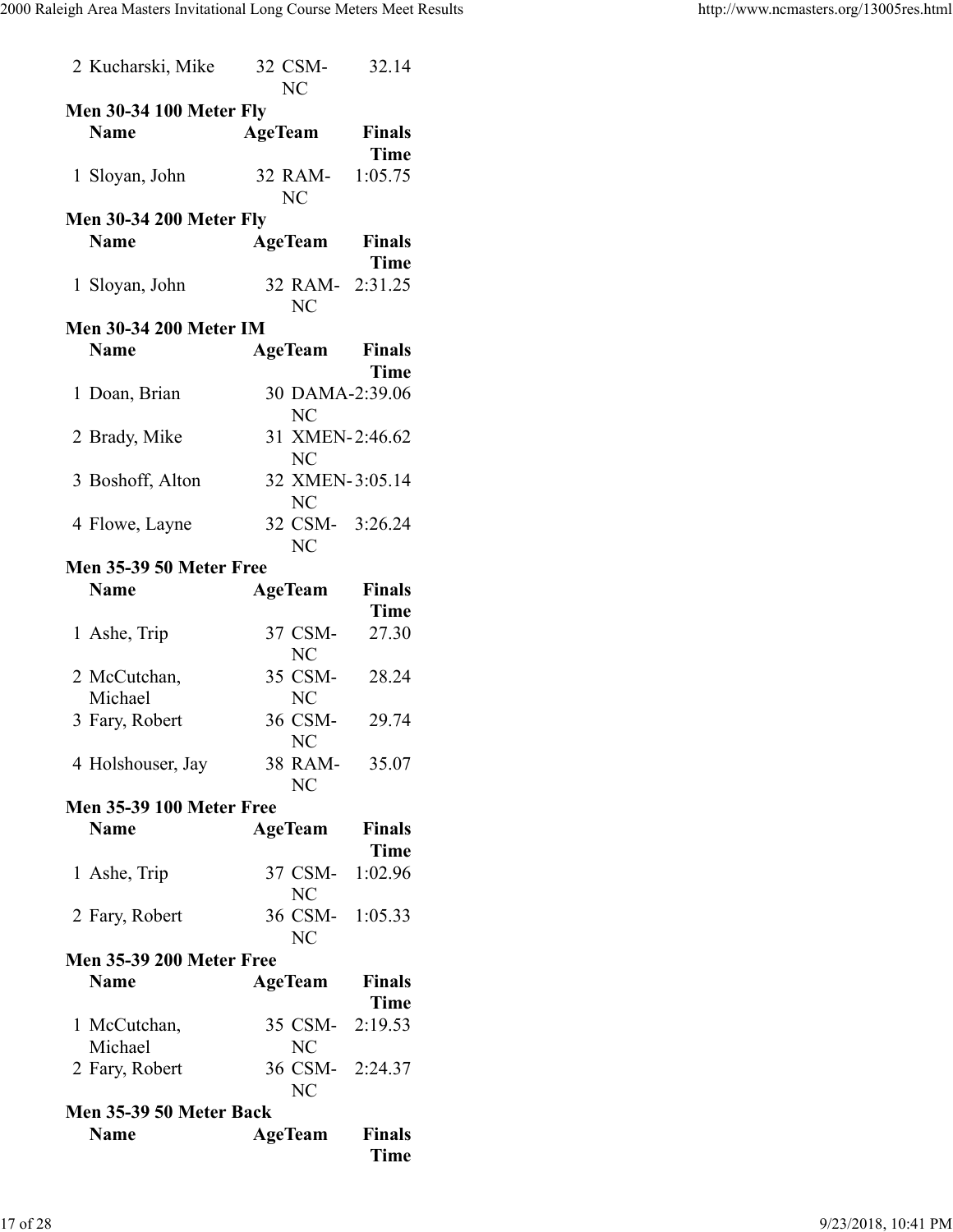| | Name | Age | Team | Finals Time |
|---|---|---|---|---|
| 2 | Kucharski, Mike | 32 | CSM-NC | 32.14 |

**Men 30-34 100 Meter Fly**

| | Name | Age | Team | Finals Time |
|---|---|---|---|---|
| 1 | Sloyan, John | 32 | RAM-NC | 1:05.75 |

**Men 30-34 200 Meter Fly**

| | Name | Age | Team | Finals Time |
|---|---|---|---|---|
| 1 | Sloyan, John | 32 | RAM-NC | 2:31.25 |

**Men 30-34 200 Meter IM**

| | Name | Age | Team | Finals Time |
|---|---|---|---|---|
| 1 | Doan, Brian | 30 | DAMA-NC | 2:39.06 |
| 2 | Brady, Mike | 31 | XMEN-NC | 2:46.62 |
| 3 | Boshoff, Alton | 32 | XMEN-NC | 3:05.14 |
| 4 | Flowe, Layne | 32 | CSM-NC | 3:26.24 |

**Men 35-39 50 Meter Free**

| | Name | Age | Team | Finals Time |
|---|---|---|---|---|
| 1 | Ashe, Trip | 37 | CSM-NC | 27.30 |
| 2 | McCutchan, Michael | 35 | CSM-NC | 28.24 |
| 3 | Fary, Robert | 36 | CSM-NC | 29.74 |
| 4 | Holshouser, Jay | 38 | RAM-NC | 35.07 |

**Men 35-39 100 Meter Free**

| | Name | Age | Team | Finals Time |
|---|---|---|---|---|
| 1 | Ashe, Trip | 37 | CSM-NC | 1:02.96 |
| 2 | Fary, Robert | 36 | CSM-NC | 1:05.33 |

**Men 35-39 200 Meter Free**

| | Name | Age | Team | Finals Time |
|---|---|---|---|---|
| 1 | McCutchan, Michael | 35 | CSM-NC | 2:19.53 |
| 2 | Fary, Robert | 36 | CSM-NC | 2:24.37 |

**Men 35-39 50 Meter Back**

| | Name | Age | Team | Finals Time |
|---|---|---|---|---|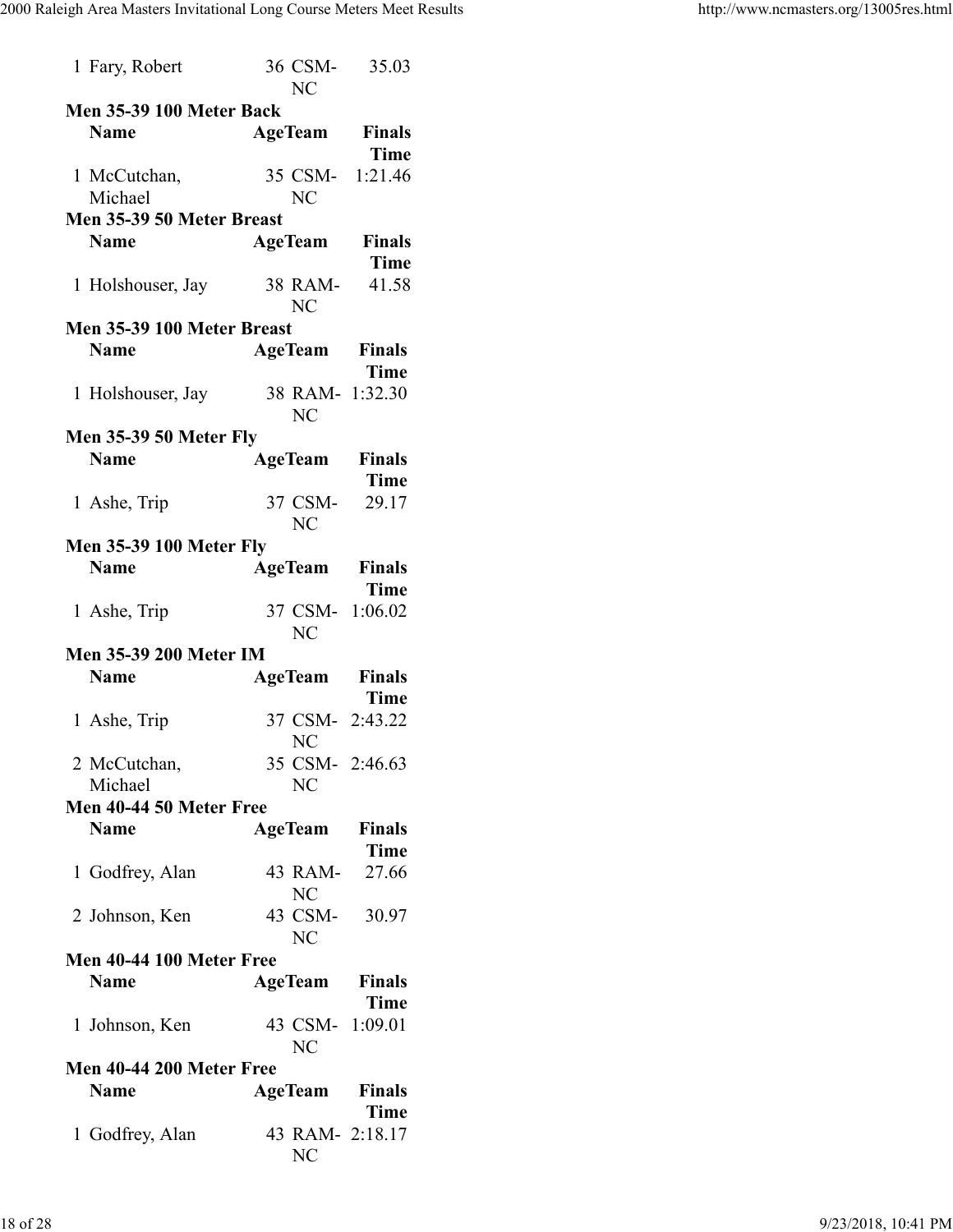| | Name | Age | Team | Finals Time |
|---|---|---|---|---|
| 1 | Fary, Robert | 36 | CSM-NC | 35.03 |

**Men 35-39 100 Meter Back**

| | Name | Age | Team | Finals Time |
|---|---|---|---|---|
| 1 | McCutchan, Michael | 35 | CSM-NC | 1:21.46 |

**Men 35-39 50 Meter Breast**

| | Name | Age | Team | Finals Time |
|---|---|---|---|---|
| 1 | Holshouser, Jay | 38 | RAM-NC | 41.58 |

**Men 35-39 100 Meter Breast**

| | Name | Age | Team | Finals Time |
|---|---|---|---|---|
| 1 | Holshouser, Jay | 38 | RAM-NC | 1:32.30 |

**Men 35-39 50 Meter Fly**

| | Name | Age | Team | Finals Time |
|---|---|---|---|---|
| 1 | Ashe, Trip | 37 | CSM-NC | 29.17 |

**Men 35-39 100 Meter Fly**

| | Name | Age | Team | Finals Time |
|---|---|---|---|---|
| 1 | Ashe, Trip | 37 | CSM-NC | 1:06.02 |

**Men 35-39 200 Meter IM**

| | Name | Age | Team | Finals Time |
|---|---|---|---|---|
| 1 | Ashe, Trip | 37 | CSM-NC | 2:43.22 |
| 2 | McCutchan, Michael | 35 | CSM-NC | 2:46.63 |

**Men 40-44 50 Meter Free**

| | Name | Age | Team | Finals Time |
|---|---|---|---|---|
| 1 | Godfrey, Alan | 43 | RAM-NC | 27.66 |
| 2 | Johnson, Ken | 43 | CSM-NC | 30.97 |

**Men 40-44 100 Meter Free**

| | Name | Age | Team | Finals Time |
|---|---|---|---|---|
| 1 | Johnson, Ken | 43 | CSM-NC | 1:09.01 |

**Men 40-44 200 Meter Free**

| | Name | Age | Team | Finals Time |
|---|---|---|---|---|
| 1 | Godfrey, Alan | 43 | RAM-NC | 2:18.17 |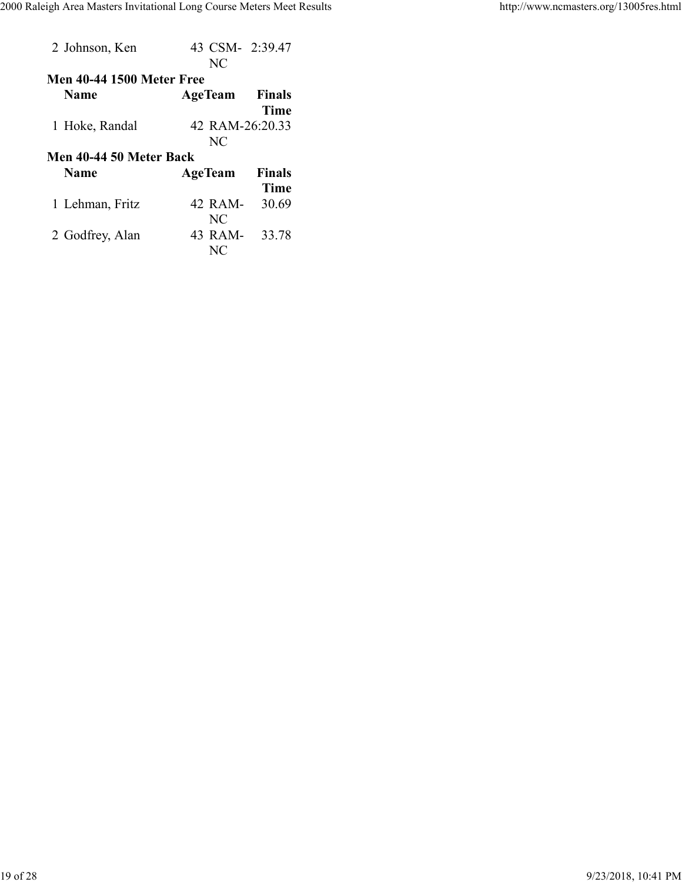| | Name | Age | Team | Finals Time |
|---|---|---|---|---|
| 2 | Johnson, Ken | 43 | CSM-NC | 2:39.47 |

**Men 40-44 1500 Meter Free**

| | Name | Age | Team | Finals Time |
|---|---|---|---|---|
| 1 | Hoke, Randal | 42 | RAM-NC | 26:20.33 |

**Men 40-44 50 Meter Back**

| | Name | Age | Team | Finals Time |
|---|---|---|---|---|
| 1 | Lehman, Fritz | 42 | RAM-NC | 30.69 |
| 2 | Godfrey, Alan | 43 | RAM-NC | 33.78 |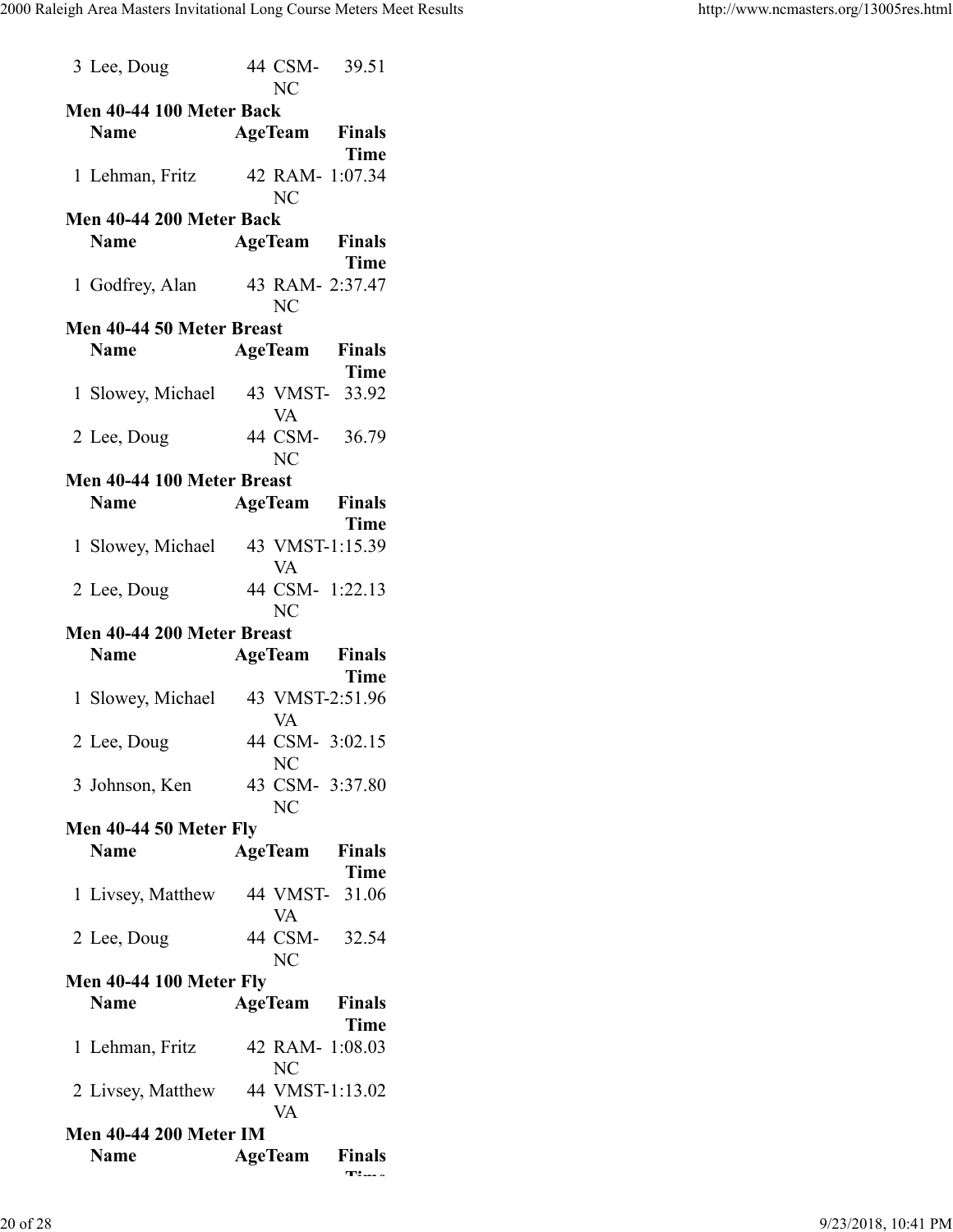| | Name | Age | Team | Finals Time |
|---|---|---|---|---|
| 3 | Lee, Doug | 44 | CSM-NC | 39.51 |

**Men 40-44 100 Meter Back**

| | Name | Age | Team | Finals Time |
|---|---|---|---|---|
| 1 | Lehman, Fritz | 42 | RAM-NC | 1:07.34 |

**Men 40-44 200 Meter Back**

| | Name | Age | Team | Finals Time |
|---|---|---|---|---|
| 1 | Godfrey, Alan | 43 | RAM-NC | 2:37.47 |

**Men 40-44 50 Meter Breast**

| | Name | Age | Team | Finals Time |
|---|---|---|---|---|
| 1 | Slowey, Michael | 43 | VMST-VA | 33.92 |
| 2 | Lee, Doug | 44 | CSM-NC | 36.79 |

**Men 40-44 100 Meter Breast**

| | Name | Age | Team | Finals Time |
|---|---|---|---|---|
| 1 | Slowey, Michael | 43 | VMST-VA | 1:15.39 |
| 2 | Lee, Doug | 44 | CSM-NC | 1:22.13 |

**Men 40-44 200 Meter Breast**

| | Name | Age | Team | Finals Time |
|---|---|---|---|---|
| 1 | Slowey, Michael | 43 | VMST-VA | 2:51.96 |
| 2 | Lee, Doug | 44 | CSM-NC | 3:02.15 |
| 3 | Johnson, Ken | 43 | CSM-NC | 3:37.80 |

**Men 40-44 50 Meter Fly**

| | Name | Age | Team | Finals Time |
|---|---|---|---|---|
| 1 | Livsey, Matthew | 44 | VMST-VA | 31.06 |
| 2 | Lee, Doug | 44 | CSM-NC | 32.54 |

**Men 40-44 100 Meter Fly**

| | Name | Age | Team | Finals Time |
|---|---|---|---|---|
| 1 | Lehman, Fritz | 42 | RAM-NC | 1:08.03 |
| 2 | Livsey, Matthew | 44 | VMST-VA | 1:13.02 |

**Men 40-44 200 Meter IM**

| | Name | Age | Team | Finals Time |
|---|---|---|---|---|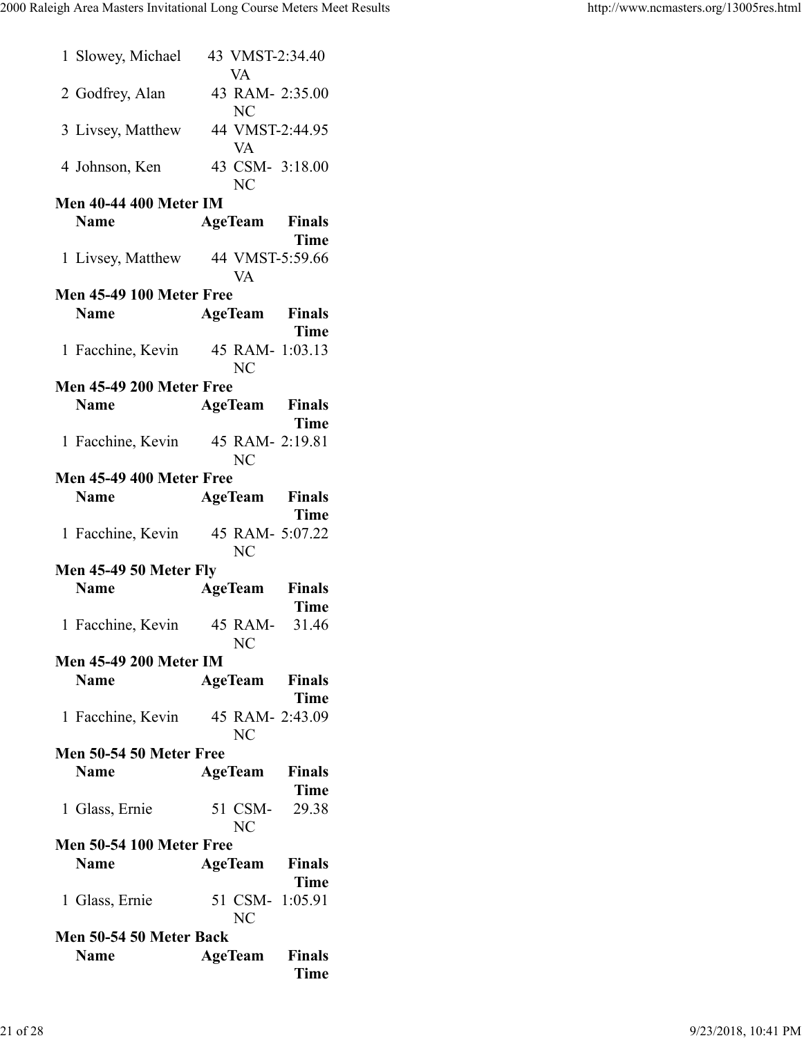| | Name | Age | Team | Finals Time |
|---|---|---|---|---|
| 1 | Slowey, Michael | 43 | VMST-VA | 2:34.40 |
| 2 | Godfrey, Alan | 43 | RAM-NC | 2:35.00 |
| 3 | Livsey, Matthew | 44 | VMST-VA | 2:44.95 |
| 4 | Johnson, Ken | 43 | CSM-NC | 3:18.00 |

**Men 40-44 400 Meter IM**

| | Name | Age | Team | Finals Time |
|---|---|---|---|---|
| 1 | Livsey, Matthew | 44 | VMST-VA | 5:59.66 |

**Men 45-49 100 Meter Free**

| | Name | Age | Team | Finals Time |
|---|---|---|---|---|
| 1 | Facchine, Kevin | 45 | RAM-NC | 1:03.13 |

**Men 45-49 200 Meter Free**

| | Name | Age | Team | Finals Time |
|---|---|---|---|---|
| 1 | Facchine, Kevin | 45 | RAM-NC | 2:19.81 |

**Men 45-49 400 Meter Free**

| | Name | Age | Team | Finals Time |
|---|---|---|---|---|
| 1 | Facchine, Kevin | 45 | RAM-NC | 5:07.22 |

**Men 45-49 50 Meter Fly**

| | Name | Age | Team | Finals Time |
|---|---|---|---|---|
| 1 | Facchine, Kevin | 45 | RAM-NC | 31.46 |

**Men 45-49 200 Meter IM**

| | Name | Age | Team | Finals Time |
|---|---|---|---|---|
| 1 | Facchine, Kevin | 45 | RAM-NC | 2:43.09 |

**Men 50-54 50 Meter Free**

| | Name | Age | Team | Finals Time |
|---|---|---|---|---|
| 1 | Glass, Ernie | 51 | CSM-NC | 29.38 |

**Men 50-54 100 Meter Free**

| | Name | Age | Team | Finals Time |
|---|---|---|---|---|
| 1 | Glass, Ernie | 51 | CSM-NC | 1:05.91 |

**Men 50-54 50 Meter Back**

| | Name | Age | Team | Finals Time |
|---|---|---|---|---|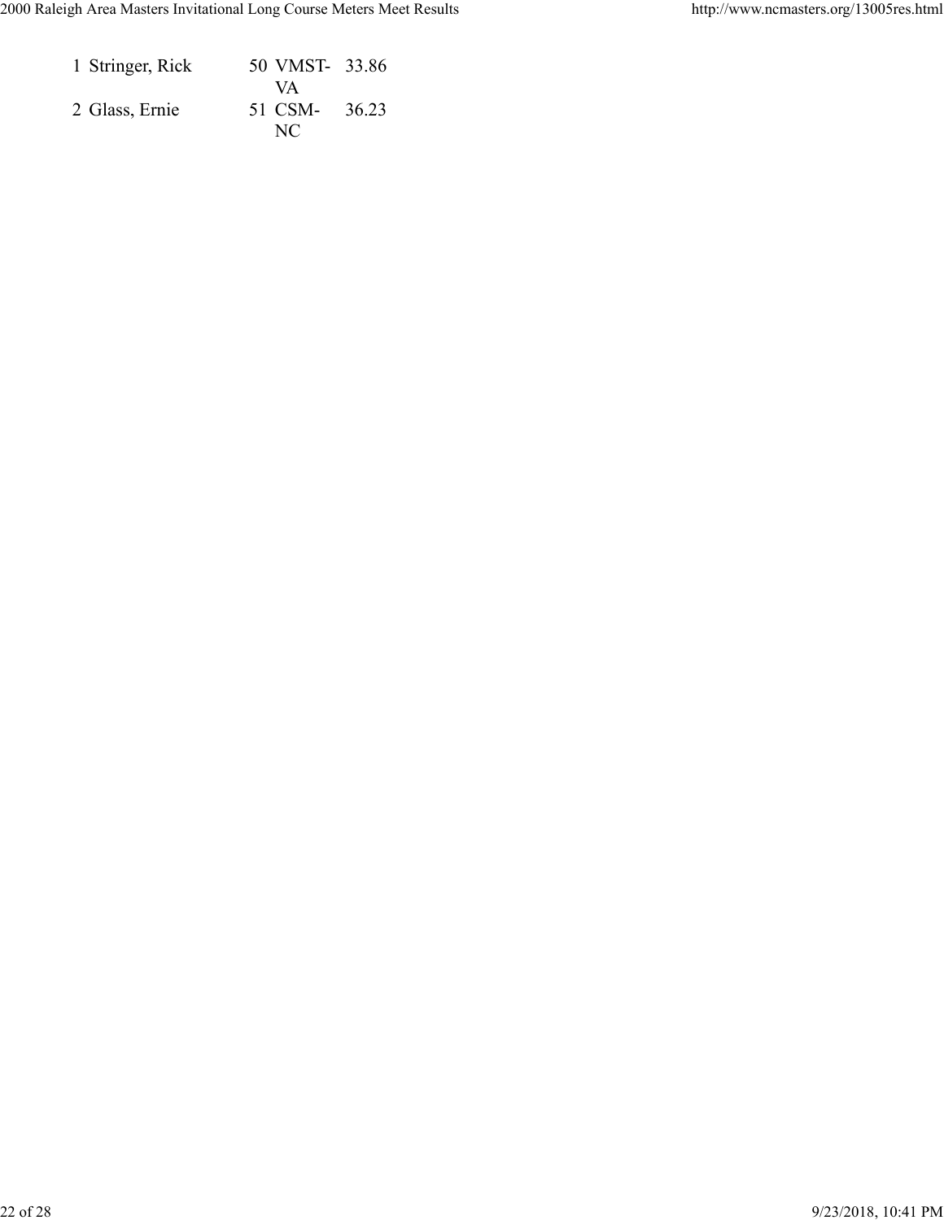| | | | | |
|---|---|---|---|---|
| 1 | Stringer, Rick | 50 | VMST-VA | 33.86 |
| 2 | Glass, Ernie | 51 | CSM-NC | 36.23 |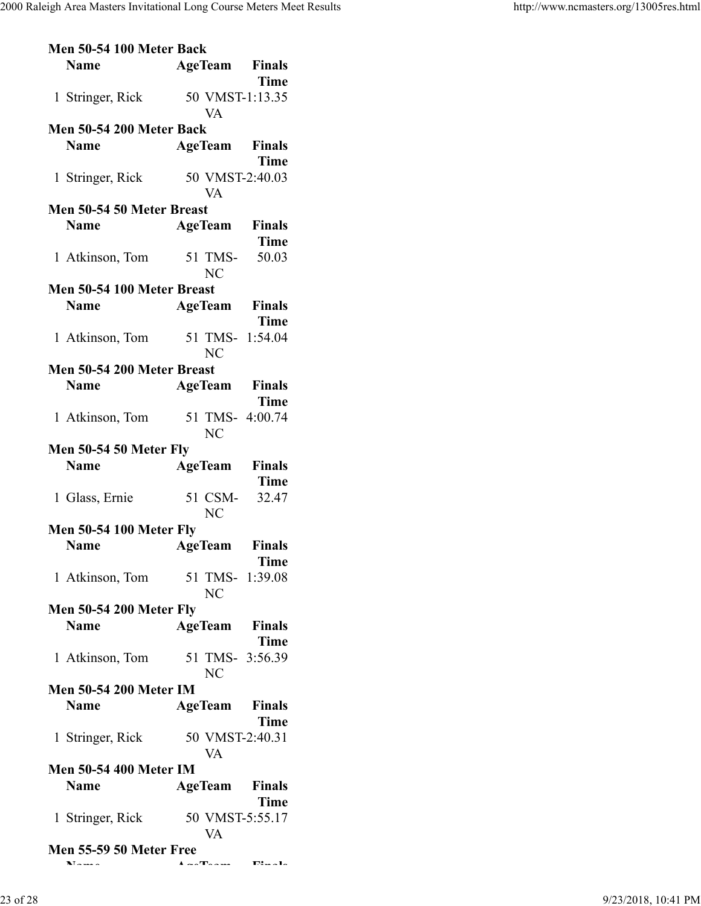**Men 50-54 100 Meter Back**

| Name | Age | Team | Finals Time |
|---|---|---|---|
| 1 Stringer, Rick | 50 | VMST-VA | 1:13.35 |

**Men 50-54 200 Meter Back**

| Name | Age | Team | Finals Time |
|---|---|---|---|
| 1 Stringer, Rick | 50 | VMST-VA | 2:40.03 |

**Men 50-54 50 Meter Breast**

| Name | Age | Team | Finals Time |
|---|---|---|---|
| 1 Atkinson, Tom | 51 | TMS-NC | 50.03 |

**Men 50-54 100 Meter Breast**

| Name | Age | Team | Finals Time |
|---|---|---|---|
| 1 Atkinson, Tom | 51 | TMS-NC | 1:54.04 |

**Men 50-54 200 Meter Breast**

| Name | Age | Team | Finals Time |
|---|---|---|---|
| 1 Atkinson, Tom | 51 | TMS-NC | 4:00.74 |

**Men 50-54 50 Meter Fly**

| Name | Age | Team | Finals Time |
|---|---|---|---|
| 1 Glass, Ernie | 51 | CSM-NC | 32.47 |

**Men 50-54 100 Meter Fly**

| Name | Age | Team | Finals Time |
|---|---|---|---|
| 1 Atkinson, Tom | 51 | TMS-NC | 1:39.08 |

**Men 50-54 200 Meter Fly**

| Name | Age | Team | Finals Time |
|---|---|---|---|
| 1 Atkinson, Tom | 51 | TMS-NC | 3:56.39 |

**Men 50-54 200 Meter IM**

| Name | Age | Team | Finals Time |
|---|---|---|---|
| 1 Stringer, Rick | 50 | VMST-VA | 2:40.31 |

**Men 50-54 400 Meter IM**

| Name | Age | Team | Finals Time |
|---|---|---|---|
| 1 Stringer, Rick | 50 | VMST-VA | 5:55.17 |

**Men 55-59 50 Meter Free**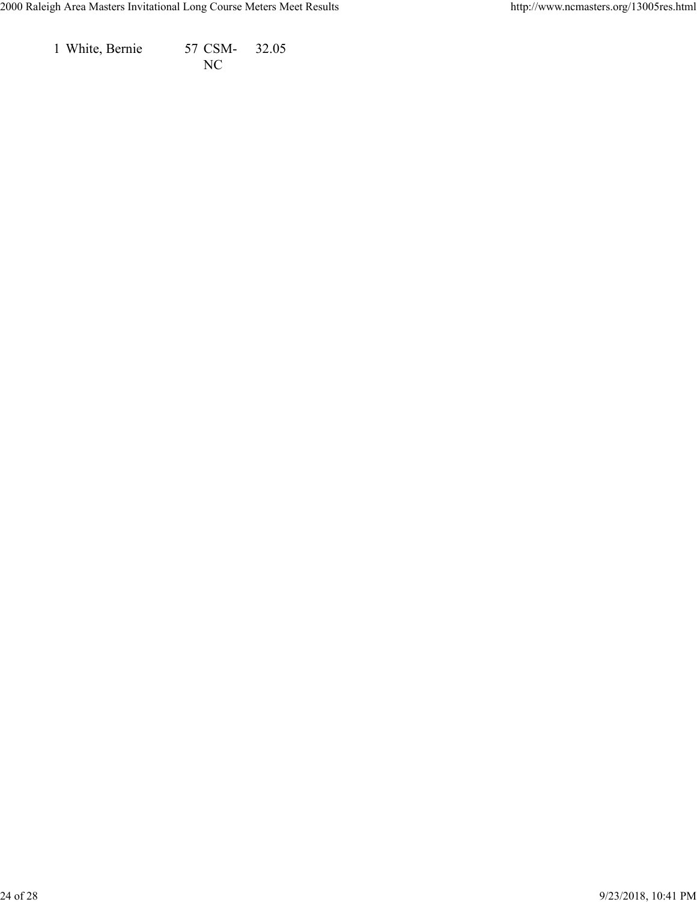| | | | | |
|---|---|---|---|---|
| 1 | White, Bernie | 57 | CSM-NC | 32.05 |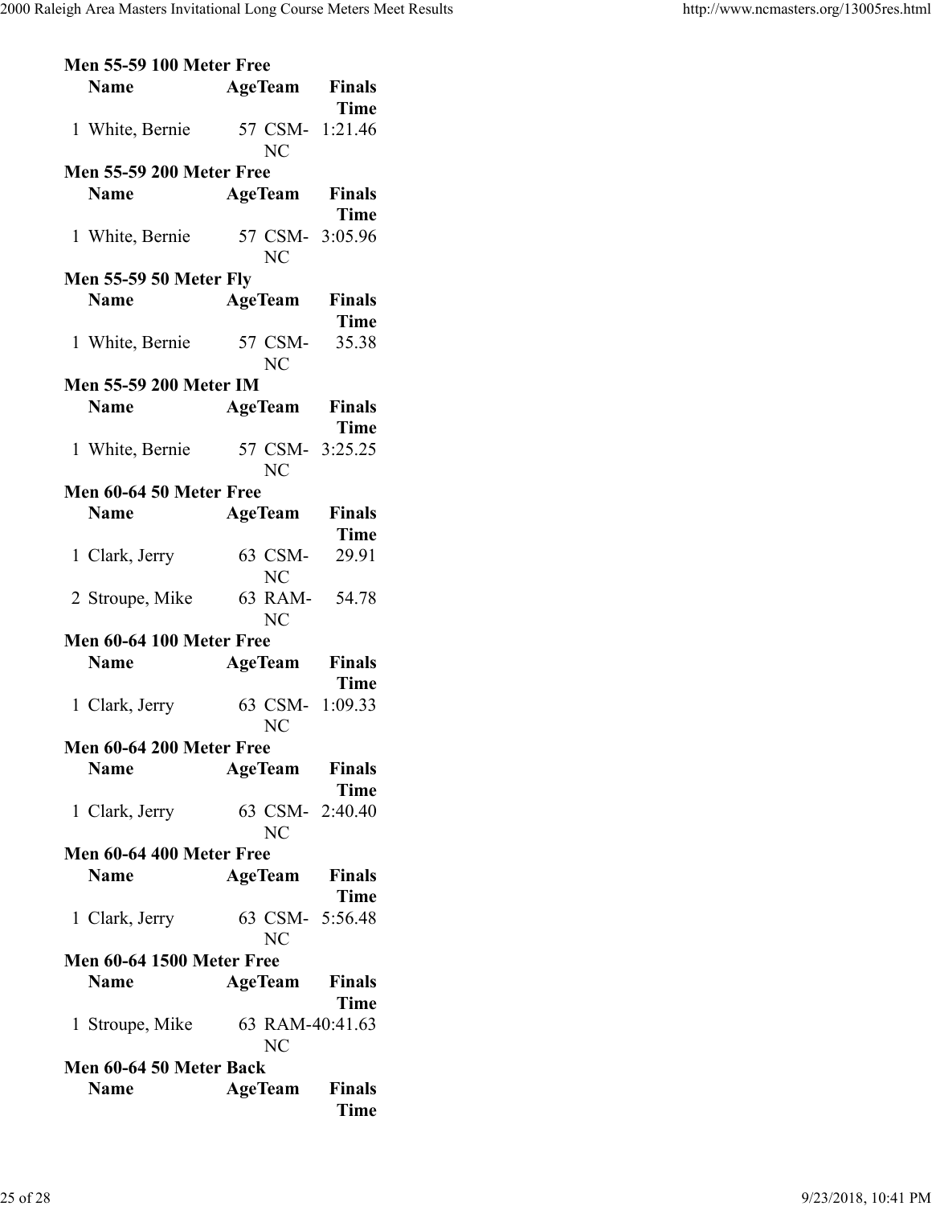**Men 55-59 100 Meter Free**

| | Name | Age | Team | Finals Time |
|---|---|---|---|---|
| 1 | White, Bernie | 57 | CSM-NC | 1:21.46 |

**Men 55-59 200 Meter Free**

| | Name | Age | Team | Finals Time |
|---|---|---|---|---|
| 1 | White, Bernie | 57 | CSM-NC | 3:05.96 |

**Men 55-59 50 Meter Fly**

| | Name | Age | Team | Finals Time |
|---|---|---|---|---|
| 1 | White, Bernie | 57 | CSM-NC | 35.38 |

**Men 55-59 200 Meter IM**

| | Name | Age | Team | Finals Time |
|---|---|---|---|---|
| 1 | White, Bernie | 57 | CSM-NC | 3:25.25 |

**Men 60-64 50 Meter Free**

| | Name | Age | Team | Finals Time |
|---|---|---|---|---|
| 1 | Clark, Jerry | 63 | CSM-NC | 29.91 |
| 2 | Stroupe, Mike | 63 | RAM-NC | 54.78 |

**Men 60-64 100 Meter Free**

| | Name | Age | Team | Finals Time |
|---|---|---|---|---|
| 1 | Clark, Jerry | 63 | CSM-NC | 1:09.33 |

**Men 60-64 200 Meter Free**

| | Name | Age | Team | Finals Time |
|---|---|---|---|---|
| 1 | Clark, Jerry | 63 | CSM-NC | 2:40.40 |

**Men 60-64 400 Meter Free**

| | Name | Age | Team | Finals Time |
|---|---|---|---|---|
| 1 | Clark, Jerry | 63 | CSM-NC | 5:56.48 |

**Men 60-64 1500 Meter Free**

| | Name | Age | Team | Finals Time |
|---|---|---|---|---|
| 1 | Stroupe, Mike | 63 | RAM-NC | 40:41.63 |

**Men 60-64 50 Meter Back**

| | Name | Age | Team | Finals Time |
|---|---|---|---|---|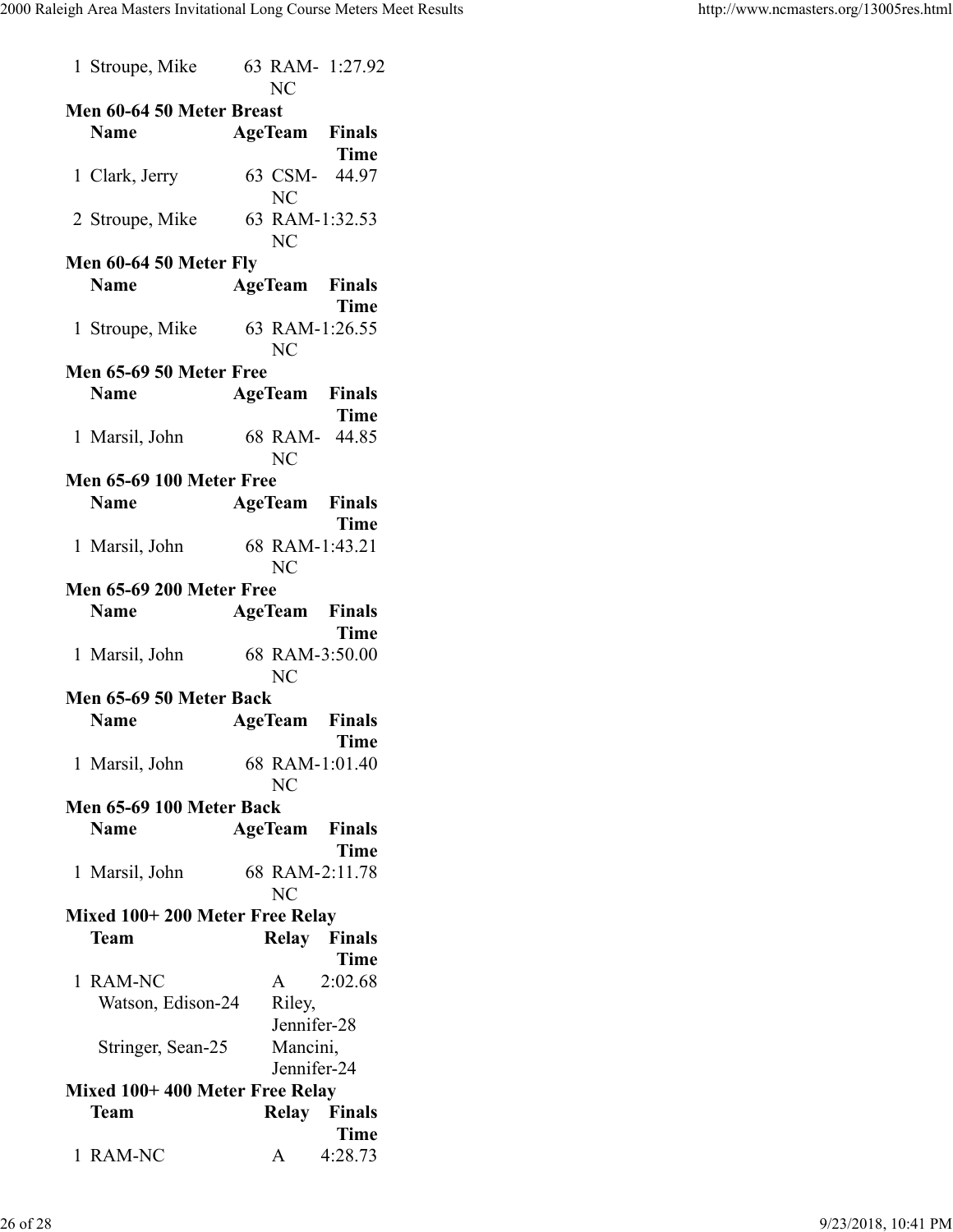| | Name | Age | Team | Finals Time |
|---|---|---|---|---|
| 1 | Stroupe, Mike | 63 | RAM-NC | 1:27.92 |

**Men 60-64 50 Meter Breast**

| | Name | Age | Team | Finals Time |
|---|---|---|---|---|
| 1 | Clark, Jerry | 63 | CSM-NC | 44.97 |
| 2 | Stroupe, Mike | 63 | RAM-NC | 1:32.53 |

**Men 60-64 50 Meter Fly**

| | Name | Age | Team | Finals Time |
|---|---|---|---|---|
| 1 | Stroupe, Mike | 63 | RAM-NC | 1:26.55 |

**Men 65-69 50 Meter Free**

| | Name | Age | Team | Finals Time |
|---|---|---|---|---|
| 1 | Marsil, John | 68 | RAM-NC | 44.85 |

**Men 65-69 100 Meter Free**

| | Name | Age | Team | Finals Time |
|---|---|---|---|---|
| 1 | Marsil, John | 68 | RAM-NC | 1:43.21 |

**Men 65-69 200 Meter Free**

| | Name | Age | Team | Finals Time |
|---|---|---|---|---|
| 1 | Marsil, John | 68 | RAM-NC | 3:50.00 |

**Men 65-69 50 Meter Back**

| | Name | Age | Team | Finals Time |
|---|---|---|---|---|
| 1 | Marsil, John | 68 | RAM-NC | 1:01.40 |

**Men 65-69 100 Meter Back**

| | Name | Age | Team | Finals Time |
|---|---|---|---|---|
| 1 | Marsil, John | 68 | RAM-NC | 2:11.78 |

**Mixed 100+ 200 Meter Free Relay**

| | Team | Relay | Finals Time |
|---|---|---|---|
| 1 | RAM-NC | A | 2:02.68 |

Watson, Edison-24 Riley, Jennifer-28
Stringer, Sean-25 Mancini, Jennifer-24

**Mixed 100+ 400 Meter Free Relay**

| | Team | Relay | Finals Time |
|---|---|---|---|
| 1 | RAM-NC | A | 4:28.73 |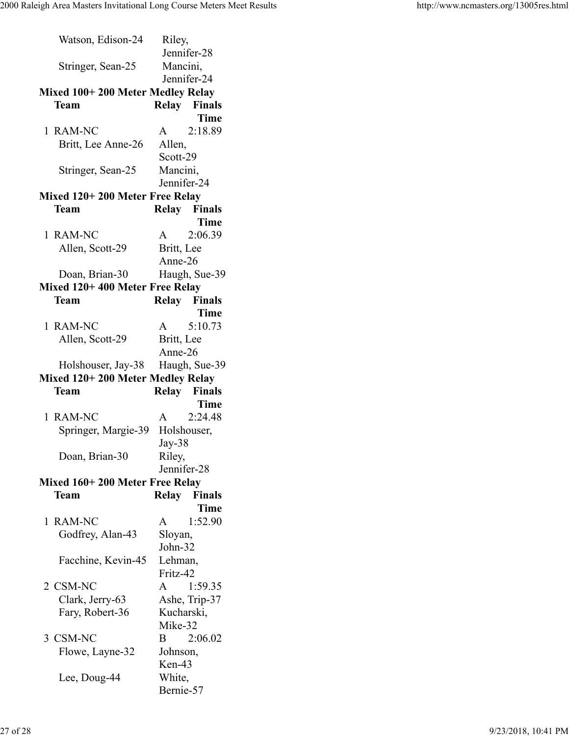Watson, Edison-24 — Riley, Jennifer-28
Stringer, Sean-25 — Mancini, Jennifer-24

**Mixed 100+ 200 Meter Medley Relay**

| Team | Relay | Finals Time |
|---|---|---|
| 1 RAM-NC | A | 2:18.89 |

Britt, Lee Anne-26 — Allen, Scott-29
Stringer, Sean-25 — Mancini, Jennifer-24

**Mixed 120+ 200 Meter Free Relay**

| Team | Relay | Finals Time |
|---|---|---|
| 1 RAM-NC | A | 2:06.39 |

Allen, Scott-29 — Britt, Lee Anne-26
Doan, Brian-30 — Haugh, Sue-39

**Mixed 120+ 400 Meter Free Relay**

| Team | Relay | Finals Time |
|---|---|---|
| 1 RAM-NC | A | 5:10.73 |

Allen, Scott-29 — Britt, Lee Anne-26
Holshouser, Jay-38 — Haugh, Sue-39

**Mixed 120+ 200 Meter Medley Relay**

| Team | Relay | Finals Time |
|---|---|---|
| 1 RAM-NC | A | 2:24.48 |

Springer, Margie-39 — Holshouser, Jay-38
Doan, Brian-30 — Riley, Jennifer-28

**Mixed 160+ 200 Meter Free Relay**

| Team | Relay | Finals Time |
|---|---|---|
| 1 RAM-NC | A | 1:52.90 |

Godfrey, Alan-43 — Sloyan, John-32
Facchine, Kevin-45 — Lehman, Fritz-42

| Team | Relay | Finals Time |
|---|---|---|
| 2 CSM-NC | A | 1:59.35 |

Clark, Jerry-63 — Ashe, Trip-37
Fary, Robert-36 — Kucharski, Mike-32

| Team | Relay | Finals Time |
|---|---|---|
| 3 CSM-NC | B | 2:06.02 |

Flowe, Layne-32 — Johnson, Ken-43
Lee, Doug-44 — White, Bernie-57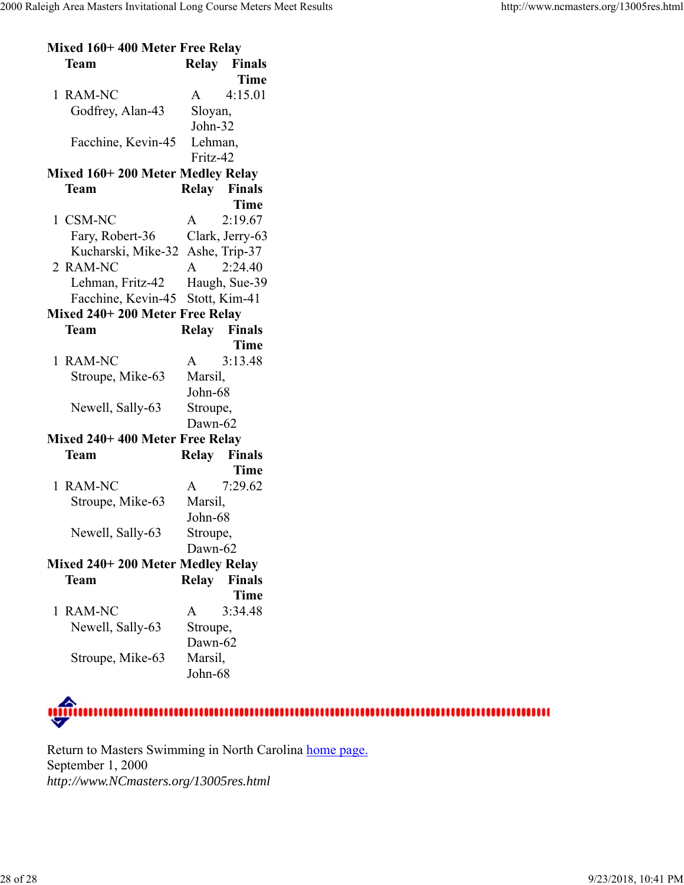**Mixed 160+ 400 Meter Free Relay**

| Team | Relay | Finals Time |
|---|---|---|
| 1 RAM-NC | A | 4:15.01 |
| Godfrey, Alan-43 | Sloyan, John-32 | |
| Facchine, Kevin-45 | Lehman, Fritz-42 | |

**Mixed 160+ 200 Meter Medley Relay**

| Team | Relay | Finals Time |
|---|---|---|
| 1 CSM-NC | A | 2:19.67 |
| Fary, Robert-36 | Clark, Jerry-63 | |
| Kucharski, Mike-32 | Ashe, Trip-37 | |
| 2 RAM-NC | A | 2:24.40 |
| Lehman, Fritz-42 | Haugh, Sue-39 | |
| Facchine, Kevin-45 | Stott, Kim-41 | |

**Mixed 240+ 200 Meter Free Relay**

| Team | Relay | Finals Time |
|---|---|---|
| 1 RAM-NC | A | 3:13.48 |
| Stroupe, Mike-63 | Marsil, John-68 | |
| Newell, Sally-63 | Stroupe, Dawn-62 | |

**Mixed 240+ 400 Meter Free Relay**

| Team | Relay | Finals Time |
|---|---|---|
| 1 RAM-NC | A | 7:29.62 |
| Stroupe, Mike-63 | Marsil, John-68 | |
| Newell, Sally-63 | Stroupe, Dawn-62 | |

**Mixed 240+ 200 Meter Medley Relay**

| Team | Relay | Finals Time |
|---|---|---|
| 1 RAM-NC | A | 3:34.48 |
| Newell, Sally-63 | Stroupe, Dawn-62 | |
| Stroupe, Mike-63 | Marsil, John-68 | |

Return to Masters Swimming in North Carolina home page.
September 1, 2000
*http://www.NCmasters.org/13005res.html*